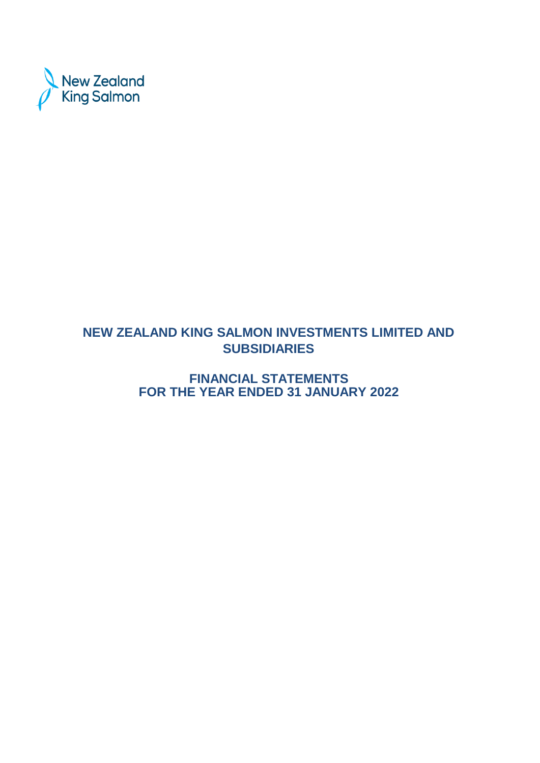New Zealand King Salmon

# NEW ZEALAND KING SALMON INVESTMENTS LIMITED AND SUBSIDIARIES

## FINANCIAL STATEMENTS FOR THE YEAR ENDED 31 JANUARY 2022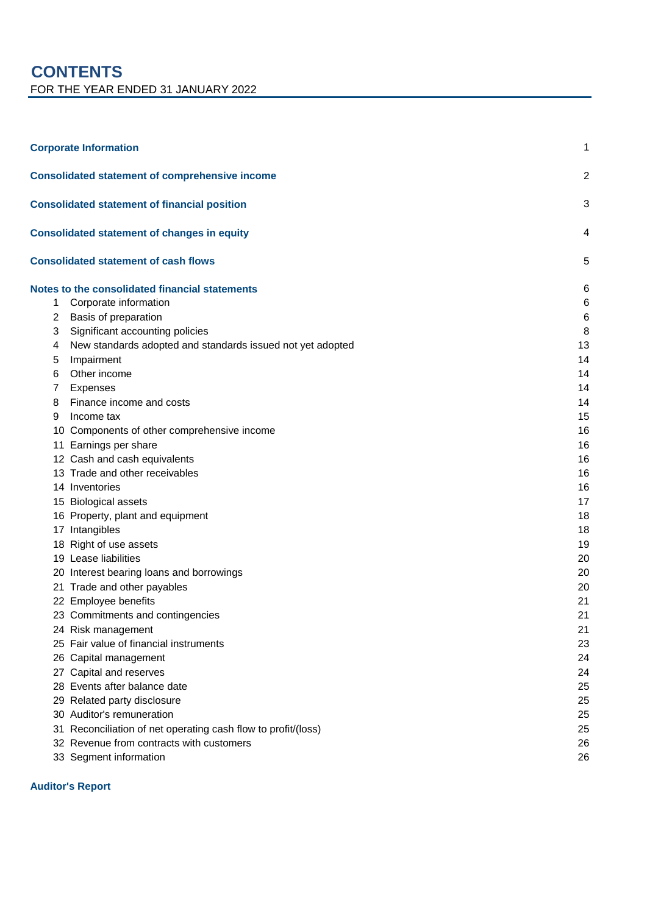# CONTENTS

FOR THE YEAR ENDED 31 JANUARY 2022

| | | |
|---|---|---|
| **Corporate Information** | | 1 |
| **Consolidated statement of comprehensive income** | | 2 |
| **Consolidated statement of financial position** | | 3 |
| **Consolidated statement of changes in equity** | | 4 |
| **Consolidated statement of cash flows** | | 5 |
| **Notes to the consolidated financial statements** | | 6 |
| 1 | Corporate information | 6 |
| 2 | Basis of preparation | 6 |
| 3 | Significant accounting policies | 8 |
| 4 | New standards adopted and standards issued not yet adopted | 13 |
| 5 | Impairment | 14 |
| 6 | Other income | 14 |
| 7 | Expenses | 14 |
| 8 | Finance income and costs | 14 |
| 9 | Income tax | 15 |
| 10 | Components of other comprehensive income | 16 |
| 11 | Earnings per share | 16 |
| 12 | Cash and cash equivalents | 16 |
| 13 | Trade and other receivables | 16 |
| 14 | Inventories | 16 |
| 15 | Biological assets | 17 |
| 16 | Property, plant and equipment | 18 |
| 17 | Intangibles | 18 |
| 18 | Right of use assets | 19 |
| 19 | Lease liabilities | 20 |
| 20 | Interest bearing loans and borrowings | 20 |
| 21 | Trade and other payables | 20 |
| 22 | Employee benefits | 21 |
| 23 | Commitments and contingencies | 21 |
| 24 | Risk management | 21 |
| 25 | Fair value of financial instruments | 23 |
| 26 | Capital management | 24 |
| 27 | Capital and reserves | 24 |
| 28 | Events after balance date | 25 |
| 29 | Related party disclosure | 25 |
| 30 | Auditor's remuneration | 25 |
| 31 | Reconciliation of net operating cash flow to profit/(loss) | 25 |
| 32 | Revenue from contracts with customers | 26 |
| 33 | Segment information | 26 |
| **Auditor's Report** | | |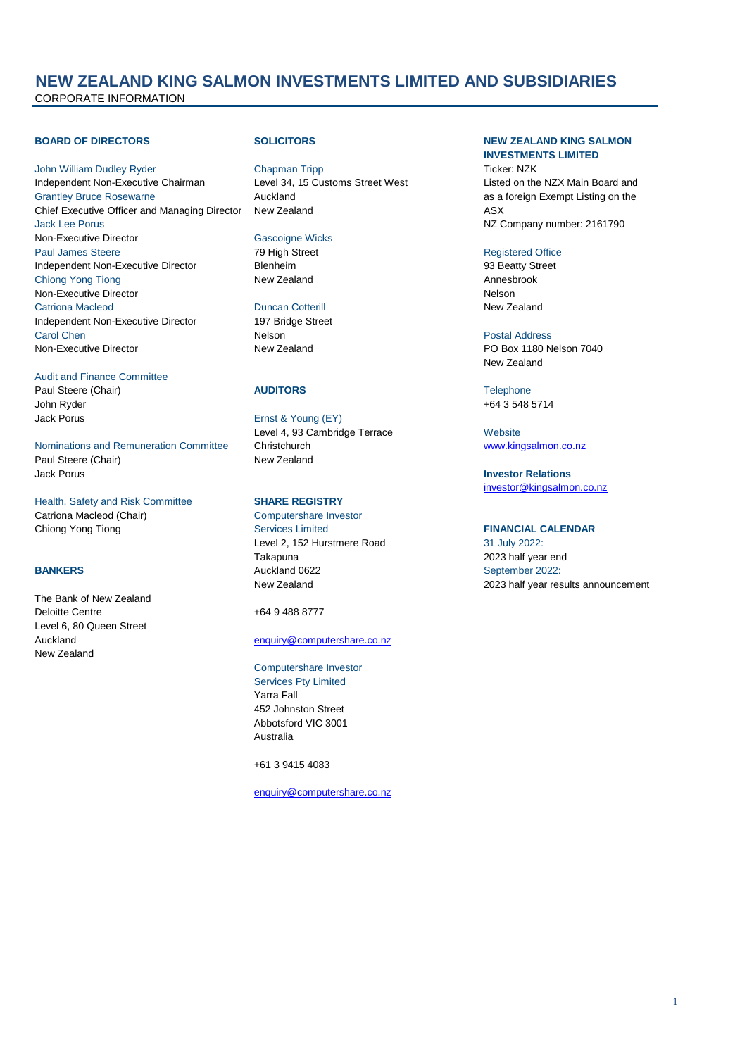# NEW ZEALAND KING SALMON INVESTMENTS LIMITED AND SUBSIDIARIES

CORPORATE INFORMATION

### BOARD OF DIRECTORS

John William Dudley Ryder
Independent Non-Executive Chairman

Grantley Bruce Rosewarne
Chief Executive Officer and Managing Director

Jack Lee Porus
Non-Executive Director

Paul James Steere
Independent Non-Executive Director

Chiong Yong Tiong
Non-Executive Director

Catriona Macleod
Independent Non-Executive Director

Carol Chen
Non-Executive Director

Audit and Finance Committee
Paul Steere (Chair)
John Ryder
Jack Porus

Nominations and Remuneration Committee
Paul Steere (Chair)
Jack Porus

Health, Safety and Risk Committee
Catriona Macleod (Chair)
Chiong Yong Tiong

### BANKERS

The Bank of New Zealand
Deloitte Centre
Level 6, 80 Queen Street
Auckland
New Zealand

### SOLICITORS

Chapman Tripp
Level 34, 15 Customs Street West
Auckland
New Zealand

Gascoigne Wicks
79 High Street
Blenheim
New Zealand

Duncan Cotterill
197 Bridge Street
Nelson
New Zealand

### AUDITORS

Ernst & Young (EY)
Level 4, 93 Cambridge Terrace
Christchurch
New Zealand

### SHARE REGISTRY

Computershare Investor Services Limited
Level 2, 152 Hurstmere Road
Takapuna
Auckland 0622
New Zealand

+64 9 488 8777

enquiry@computershare.co.nz

Computershare Investor Services Pty Limited
Yarra Fall
452 Johnston Street
Abbotsford VIC 3001
Australia

+61 3 9415 4083

enquiry@computershare.co.nz

### NEW ZEALAND KING SALMON INVESTMENTS LIMITED

Ticker: NZK
Listed on the NZX Main Board and as a foreign Exempt Listing on the ASX
NZ Company number: 2161790

Registered Office
93 Beatty Street
Annesbrook
Nelson
New Zealand

Postal Address
PO Box 1180 Nelson 7040
New Zealand

Telephone
+64 3 548 5714

Website
www.kingsalmon.co.nz

**Investor Relations**
investor@kingsalmon.co.nz

### FINANCIAL CALENDAR

31 July 2022:
2023 half year end

September 2022:
2023 half year results announcement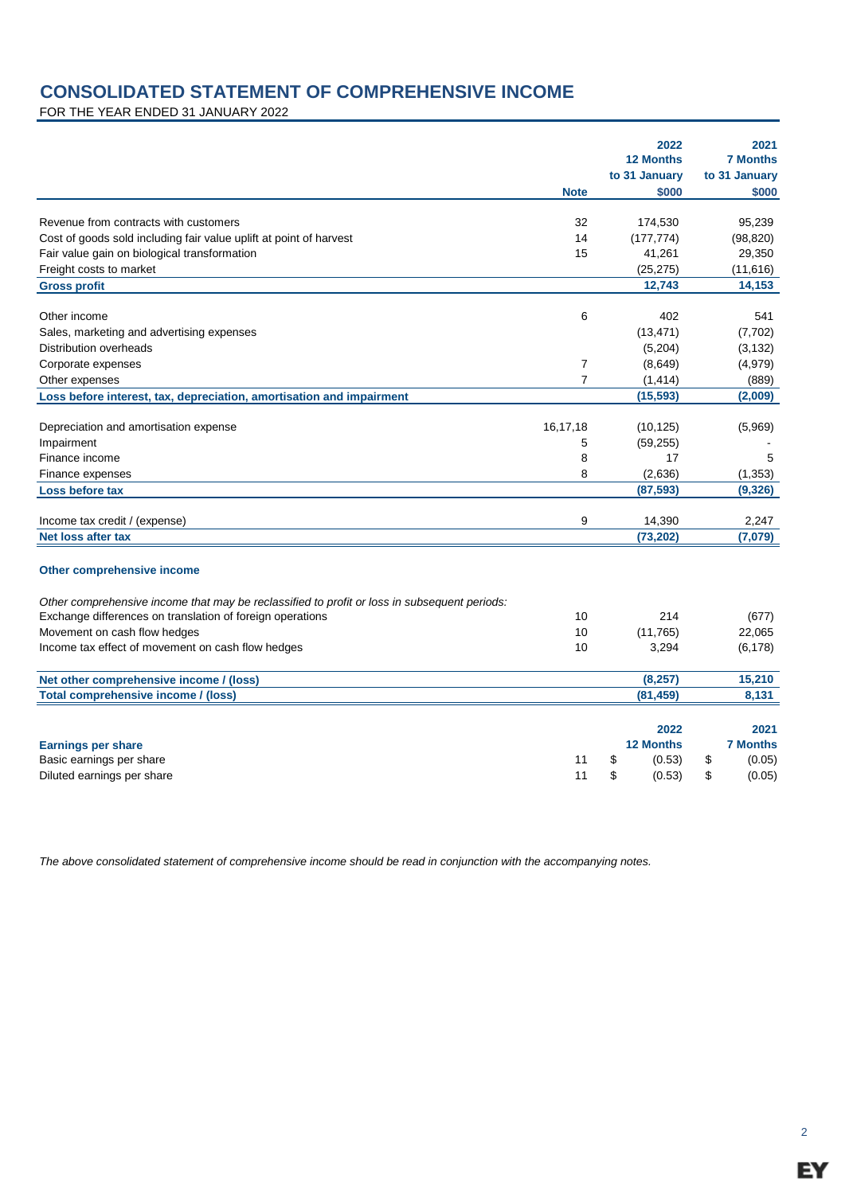# CONSOLIDATED STATEMENT OF COMPREHENSIVE INCOME

FOR THE YEAR ENDED 31 JANUARY 2022

| | Note | 2022 12 Months to 31 January $000 | 2021 7 Months to 31 January $000 |
|---|---|---|---|
| Revenue from contracts with customers | 32 | 174,530 | 95,239 |
| Cost of goods sold including fair value uplift at point of harvest | 14 | (177,774) | (98,820) |
| Fair value gain on biological transformation | 15 | 41,261 | 29,350 |
| Freight costs to market | | (25,275) | (11,616) |
| **Gross profit** | | **12,743** | **14,153** |
| Other income | 6 | 402 | 541 |
| Sales, marketing and advertising expenses | | (13,471) | (7,702) |
| Distribution overheads | | (5,204) | (3,132) |
| Corporate expenses | 7 | (8,649) | (4,979) |
| Other expenses | 7 | (1,414) | (889) |
| **Loss before interest, tax, depreciation, amortisation and impairment** | | **(15,593)** | **(2,009)** |
| Depreciation and amortisation expense | 16,17,18 | (10,125) | (5,969) |
| Impairment | 5 | (59,255) | - |
| Finance income | 8 | 17 | 5 |
| Finance expenses | 8 | (2,636) | (1,353) |
| **Loss before tax** | | **(87,593)** | **(9,326)** |
| Income tax credit / (expense) | 9 | 14,390 | 2,247 |
| **Net loss after tax** | | **(73,202)** | **(7,079)** |
| **Other comprehensive income** | | | |
| *Other comprehensive income that may be reclassified to profit or loss in subsequent periods:* | | | |
| Exchange differences on translation of foreign operations | 10 | 214 | (677) |
| Movement on cash flow hedges | 10 | (11,765) | 22,065 |
| Income tax effect of movement on cash flow hedges | 10 | 3,294 | (6,178) |
| **Net other comprehensive income / (loss)** | | **(8,257)** | **15,210** |
| **Total comprehensive income / (loss)** | | **(81,459)** | **8,131** |

| **Earnings per share** | | 2022 12 Months | 2021 7 Months |
|---|---|---|---|
| Basic earnings per share | 11 | $ (0.53) | $ (0.05) |
| Diluted earnings per share | 11 | $ (0.53) | $ (0.05) |

*The above consolidated statement of comprehensive income should be read in conjunction with the accompanying notes.*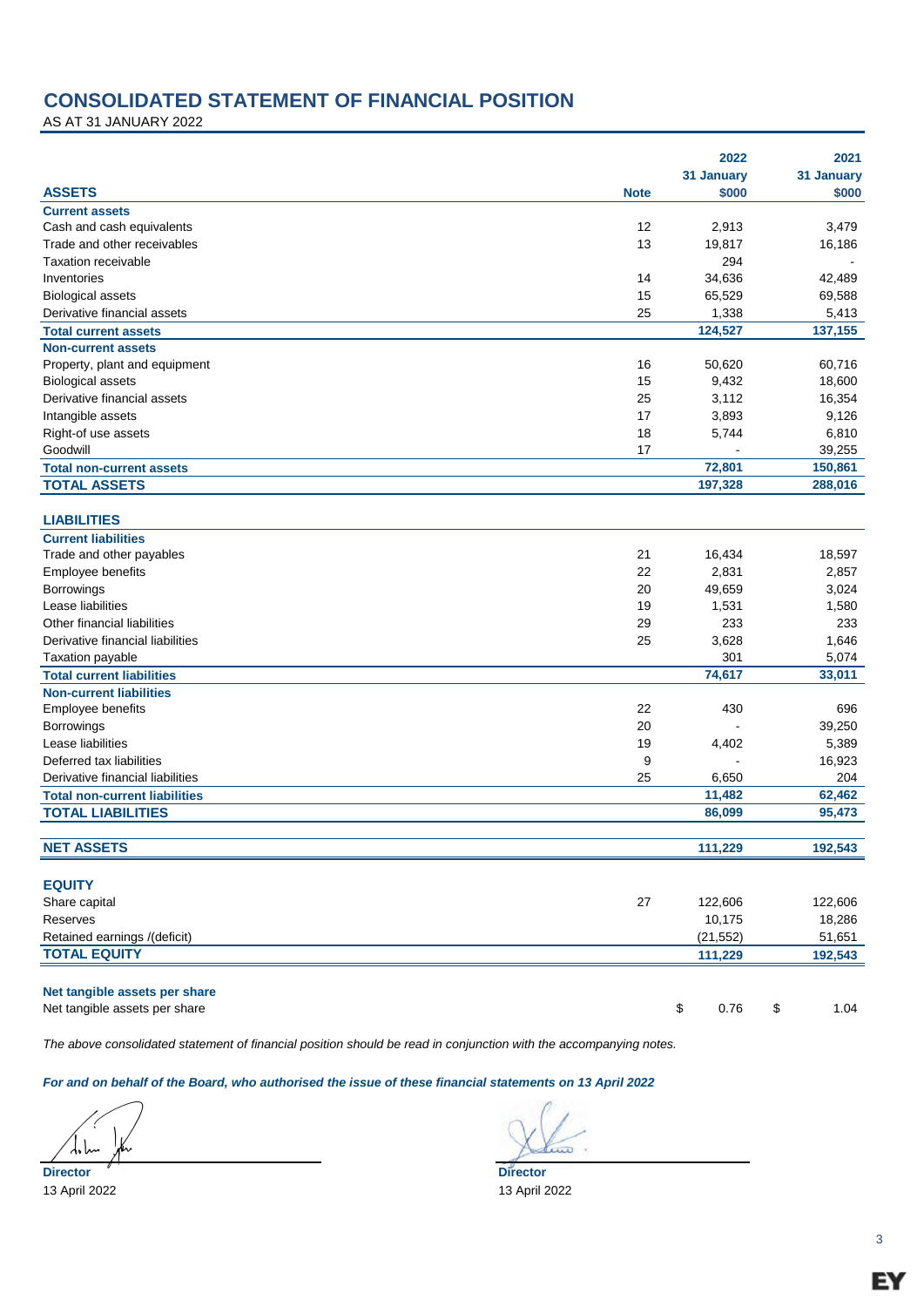# CONSOLIDATED STATEMENT OF FINANCIAL POSITION

AS AT 31 JANUARY 2022

| ASSETS | Note | 2022<br>31 January<br>$000 | 2021<br>31 January<br>$000 |
|---|---|---|---|
| **Current assets** | | | |
| Cash and cash equivalents | 12 | 2,913 | 3,479 |
| Trade and other receivables | 13 | 19,817 | 16,186 |
| Taxation receivable | | 294 | - |
| Inventories | 14 | 34,636 | 42,489 |
| Biological assets | 15 | 65,529 | 69,588 |
| Derivative financial assets | 25 | 1,338 | 5,413 |
| **Total current assets** | | **124,527** | **137,155** |
| **Non-current assets** | | | |
| Property, plant and equipment | 16 | 50,620 | 60,716 |
| Biological assets | 15 | 9,432 | 18,600 |
| Derivative financial assets | 25 | 3,112 | 16,354 |
| Intangible assets | 17 | 3,893 | 9,126 |
| Right-of use assets | 18 | 5,744 | 6,810 |
| Goodwill | 17 | - | 39,255 |
| **Total non-current assets** | | **72,801** | **150,861** |
| **TOTAL ASSETS** | | **197,328** | **288,016** |
| | | | |
| **LIABILITIES** | | | |
| **Current liabilities** | | | |
| Trade and other payables | 21 | 16,434 | 18,597 |
| Employee benefits | 22 | 2,831 | 2,857 |
| Borrowings | 20 | 49,659 | 3,024 |
| Lease liabilities | 19 | 1,531 | 1,580 |
| Other financial liabilities | 29 | 233 | 233 |
| Derivative financial liabilities | 25 | 3,628 | 1,646 |
| Taxation payable | | 301 | 5,074 |
| **Total current liabilities** | | **74,617** | **33,011** |
| **Non-current liabilities** | | | |
| Employee benefits | 22 | 430 | 696 |
| Borrowings | 20 | - | 39,250 |
| Lease liabilities | 19 | 4,402 | 5,389 |
| Deferred tax liabilities | 9 | - | 16,923 |
| Derivative financial liabilities | 25 | 6,650 | 204 |
| **Total non-current liabilities** | | **11,482** | **62,462** |
| **TOTAL LIABILITIES** | | **86,099** | **95,473** |
| | | | |
| **NET ASSETS** | | **111,229** | **192,543** |
| | | | |
| **EQUITY** | | | |
| Share capital | 27 | 122,606 | 122,606 |
| Reserves | | 10,175 | 18,286 |
| Retained earnings /(deficit) | | (21,552) | 51,651 |
| **TOTAL EQUITY** | | **111,229** | **192,543** |
| | | | |
| **Net tangible assets per share** | | | |
| Net tangible assets per share | | $ 0.76 | $ 1.04 |

*The above consolidated statement of financial position should be read in conjunction with the accompanying notes.*

***For and on behalf of the Board, who authorised the issue of these financial statements on 13 April 2022***

**Director**
13 April 2022

**Director**
13 April 2022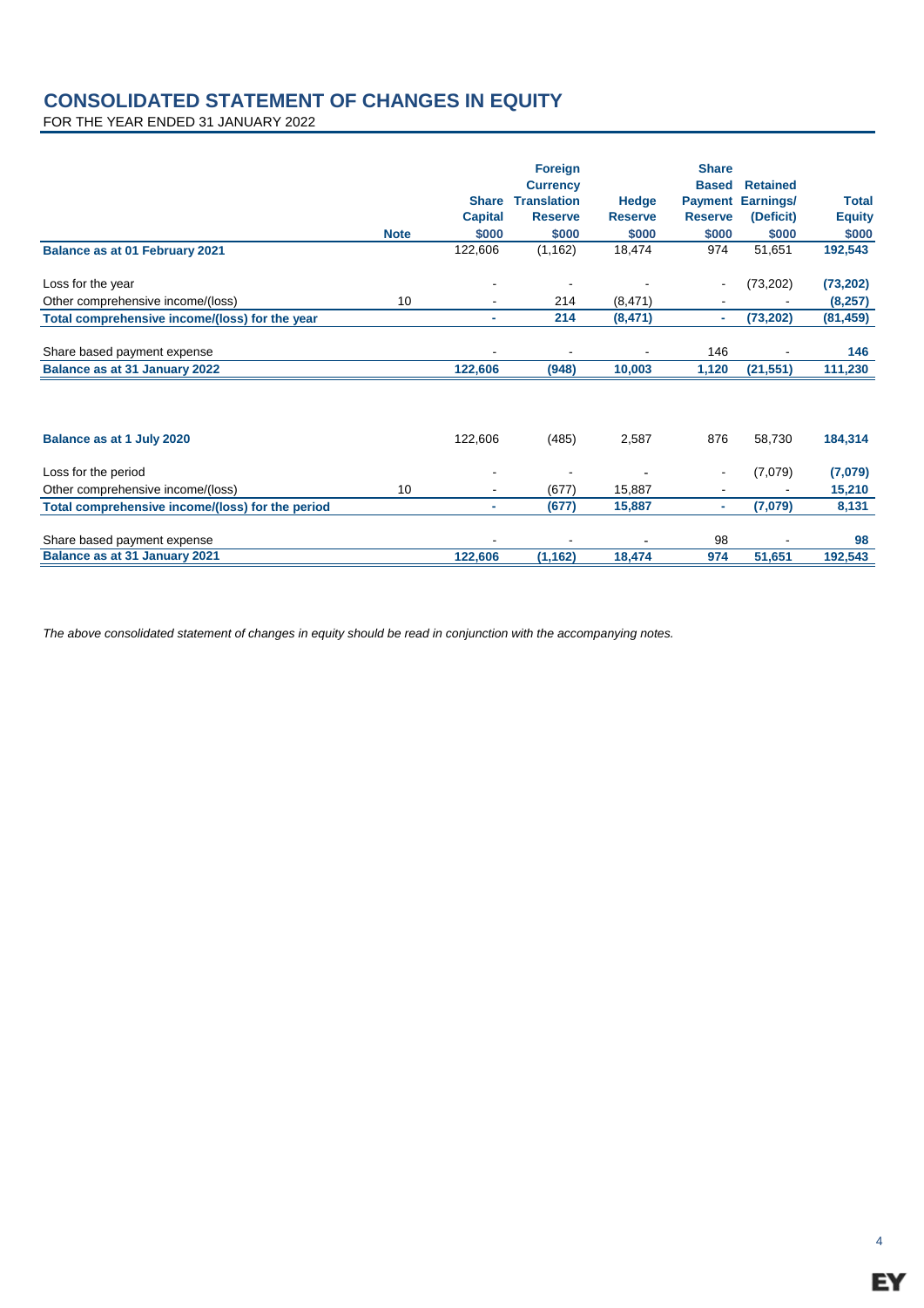# CONSOLIDATED STATEMENT OF CHANGES IN EQUITY

FOR THE YEAR ENDED 31 JANUARY 2022

| | Note | Share Capital $000 | Foreign Currency Translation Reserve $000 | Hedge Reserve $000 | Share Based Payment Reserve $000 | Retained Earnings/ (Deficit) $000 | Total Equity $000 |
|---|---|---|---|---|---|---|---|
| **Balance as at 01 February 2021** | | 122,606 | (1,162) | 18,474 | 974 | 51,651 | **192,543** |
| | | | | | | | |
| Loss for the year | | - | - | - | - | (73,202) | **(73,202)** |
| Other comprehensive income/(loss) | 10 | - | 214 | (8,471) | - | - | **(8,257)** |
| **Total comprehensive income/(loss) for the year** | | **-** | **214** | **(8,471)** | **-** | **(73,202)** | **(81,459)** |
| | | | | | | | |
| Share based payment expense | | - | - | - | 146 | - | **146** |
| **Balance as at 31 January 2022** | | **122,606** | **(948)** | **10,003** | **1,120** | **(21,551)** | **111,230** |
| | | | | | | | |
| **Balance as at 1 July 2020** | | 122,606 | (485) | 2,587 | 876 | 58,730 | **184,314** |
| | | | | | | | |
| Loss for the period | | - | - | - | - | (7,079) | **(7,079)** |
| Other comprehensive income/(loss) | 10 | - | (677) | 15,887 | - | - | **15,210** |
| **Total comprehensive income/(loss) for the period** | | **-** | **(677)** | **15,887** | **-** | **(7,079)** | **8,131** |
| | | | | | | | |
| Share based payment expense | | - | - | - | 98 | - | **98** |
| **Balance as at 31 January 2021** | | **122,606** | **(1,162)** | **18,474** | **974** | **51,651** | **192,543** |

*The above consolidated statement of changes in equity should be read in conjunction with the accompanying notes.*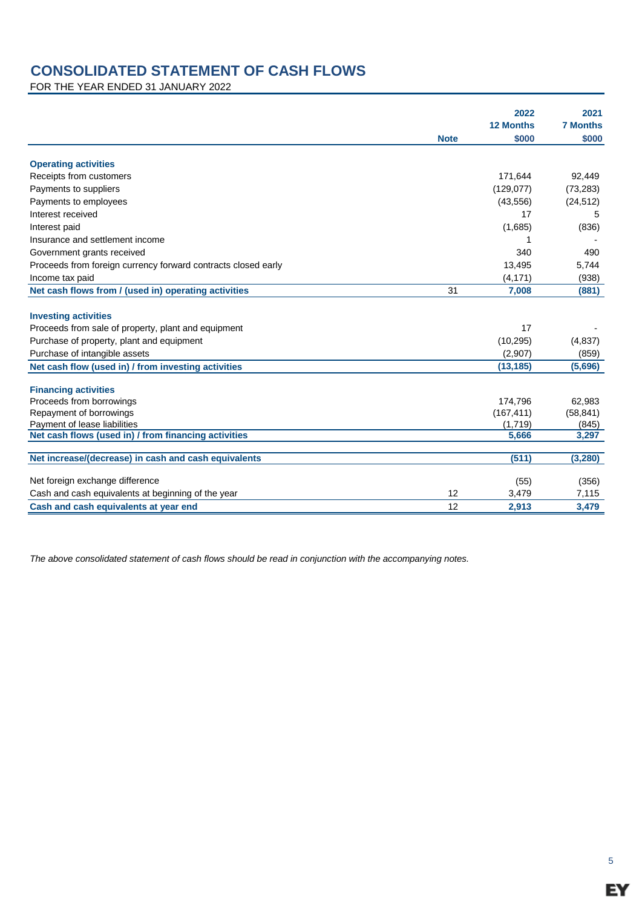# CONSOLIDATED STATEMENT OF CASH FLOWS

FOR THE YEAR ENDED 31 JANUARY 2022

| | Note | 2022 12 Months $000 | 2021 7 Months $000 |
|---|---|---|---|
| **Operating activities** | | | |
| Receipts from customers | | 171,644 | 92,449 |
| Payments to suppliers | | (129,077) | (73,283) |
| Payments to employees | | (43,556) | (24,512) |
| Interest received | | 17 | 5 |
| Interest paid | | (1,685) | (836) |
| Insurance and settlement income | | 1 | - |
| Government grants received | | 340 | 490 |
| Proceeds from foreign currency forward contracts closed early | | 13,495 | 5,744 |
| Income tax paid | | (4,171) | (938) |
| **Net cash flows from / (used in) operating activities** | 31 | **7,008** | **(881)** |
| **Investing activities** | | | |
| Proceeds from sale of property, plant and equipment | | 17 | - |
| Purchase of property, plant and equipment | | (10,295) | (4,837) |
| Purchase of intangible assets | | (2,907) | (859) |
| **Net cash flow (used in) / from investing activities** | | **(13,185)** | **(5,696)** |
| **Financing activities** | | | |
| Proceeds from borrowings | | 174,796 | 62,983 |
| Repayment of borrowings | | (167,411) | (58,841) |
| Payment of lease liabilities | | (1,719) | (845) |
| **Net cash flows (used in) / from financing activities** | | **5,666** | **3,297** |
| **Net increase/(decrease) in cash and cash equivalents** | | **(511)** | **(3,280)** |
| Net foreign exchange difference | | (55) | (356) |
| Cash and cash equivalents at beginning of the year | 12 | 3,479 | 7,115 |
| **Cash and cash equivalents at year end** | 12 | **2,913** | **3,479** |

*The above consolidated statement of cash flows should be read in conjunction with the accompanying notes.*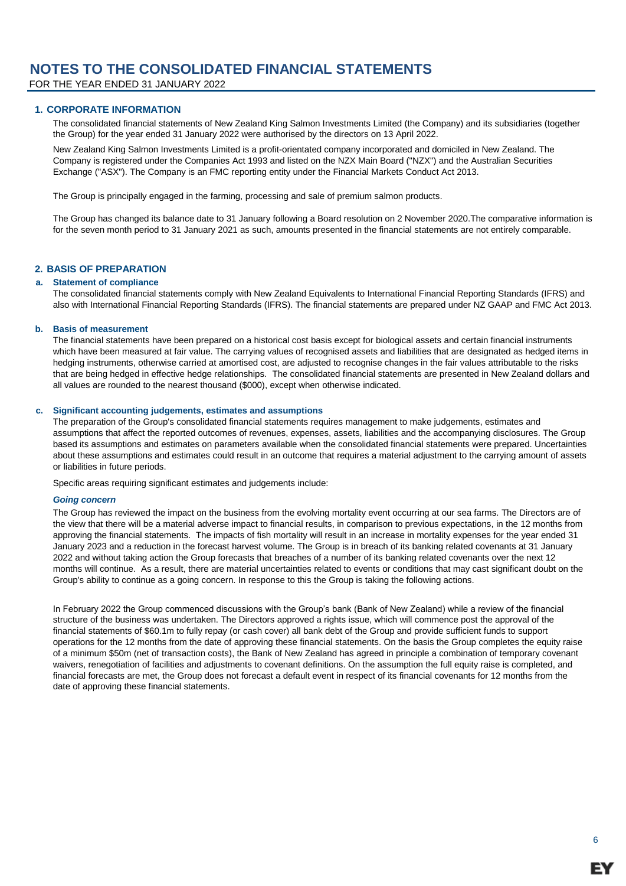# NOTES TO THE CONSOLIDATED FINANCIAL STATEMENTS

FOR THE YEAR ENDED 31 JANUARY 2022

## 1. CORPORATE INFORMATION

The consolidated financial statements of New Zealand King Salmon Investments Limited (the Company) and its subsidiaries (together the Group) for the year ended 31 January 2022 were authorised by the directors on 13 April 2022.

New Zealand King Salmon Investments Limited is a profit-orientated company incorporated and domiciled in New Zealand. The Company is registered under the Companies Act 1993 and listed on the NZX Main Board ("NZX") and the Australian Securities Exchange ("ASX"). The Company is an FMC reporting entity under the Financial Markets Conduct Act 2013.

The Group is principally engaged in the farming, processing and sale of premium salmon products.

The Group has changed its balance date to 31 January following a Board resolution on 2 November 2020.The comparative information is for the seven month period to 31 January 2021 as such, amounts presented in the financial statements are not entirely comparable.

## 2. BASIS OF PREPARATION

### a. Statement of compliance

The consolidated financial statements comply with New Zealand Equivalents to International Financial Reporting Standards (IFRS) and also with International Financial Reporting Standards (IFRS). The financial statements are prepared under NZ GAAP and FMC Act 2013.

### b. Basis of measurement

The financial statements have been prepared on a historical cost basis except for biological assets and certain financial instruments which have been measured at fair value. The carrying values of recognised assets and liabilities that are designated as hedged items in hedging instruments, otherwise carried at amortised cost, are adjusted to recognise changes in the fair values attributable to the risks that are being hedged in effective hedge relationships. The consolidated financial statements are presented in New Zealand dollars and all values are rounded to the nearest thousand ($000), except when otherwise indicated.

### c. Significant accounting judgements, estimates and assumptions

The preparation of the Group's consolidated financial statements requires management to make judgements, estimates and assumptions that affect the reported outcomes of revenues, expenses, assets, liabilities and the accompanying disclosures. The Group based its assumptions and estimates on parameters available when the consolidated financial statements were prepared. Uncertainties about these assumptions and estimates could result in an outcome that requires a material adjustment to the carrying amount of assets or liabilities in future periods.

Specific areas requiring significant estimates and judgements include:

***Going concern***

The Group has reviewed the impact on the business from the evolving mortality event occurring at our sea farms. The Directors are of the view that there will be a material adverse impact to financial results, in comparison to previous expectations, in the 12 months from approving the financial statements. The impacts of fish mortality will result in an increase in mortality expenses for the year ended 31 January 2023 and a reduction in the forecast harvest volume. The Group is in breach of its banking related covenants at 31 January 2022 and without taking action the Group forecasts that breaches of a number of its banking related covenants over the next 12 months will continue. As a result, there are material uncertainties related to events or conditions that may cast significant doubt on the Group's ability to continue as a going concern. In response to this the Group is taking the following actions.

In February 2022 the Group commenced discussions with the Group's bank (Bank of New Zealand) while a review of the financial structure of the business was undertaken. The Directors approved a rights issue, which will commence post the approval of the financial statements of $60.1m to fully repay (or cash cover) all bank debt of the Group and provide sufficient funds to support operations for the 12 months from the date of approving these financial statements. On the basis the Group completes the equity raise of a minimum $50m (net of transaction costs), the Bank of New Zealand has agreed in principle a combination of temporary covenant waivers, renegotiation of facilities and adjustments to covenant definitions. On the assumption the full equity raise is completed, and financial forecasts are met, the Group does not forecast a default event in respect of its financial covenants for 12 months from the date of approving these financial statements.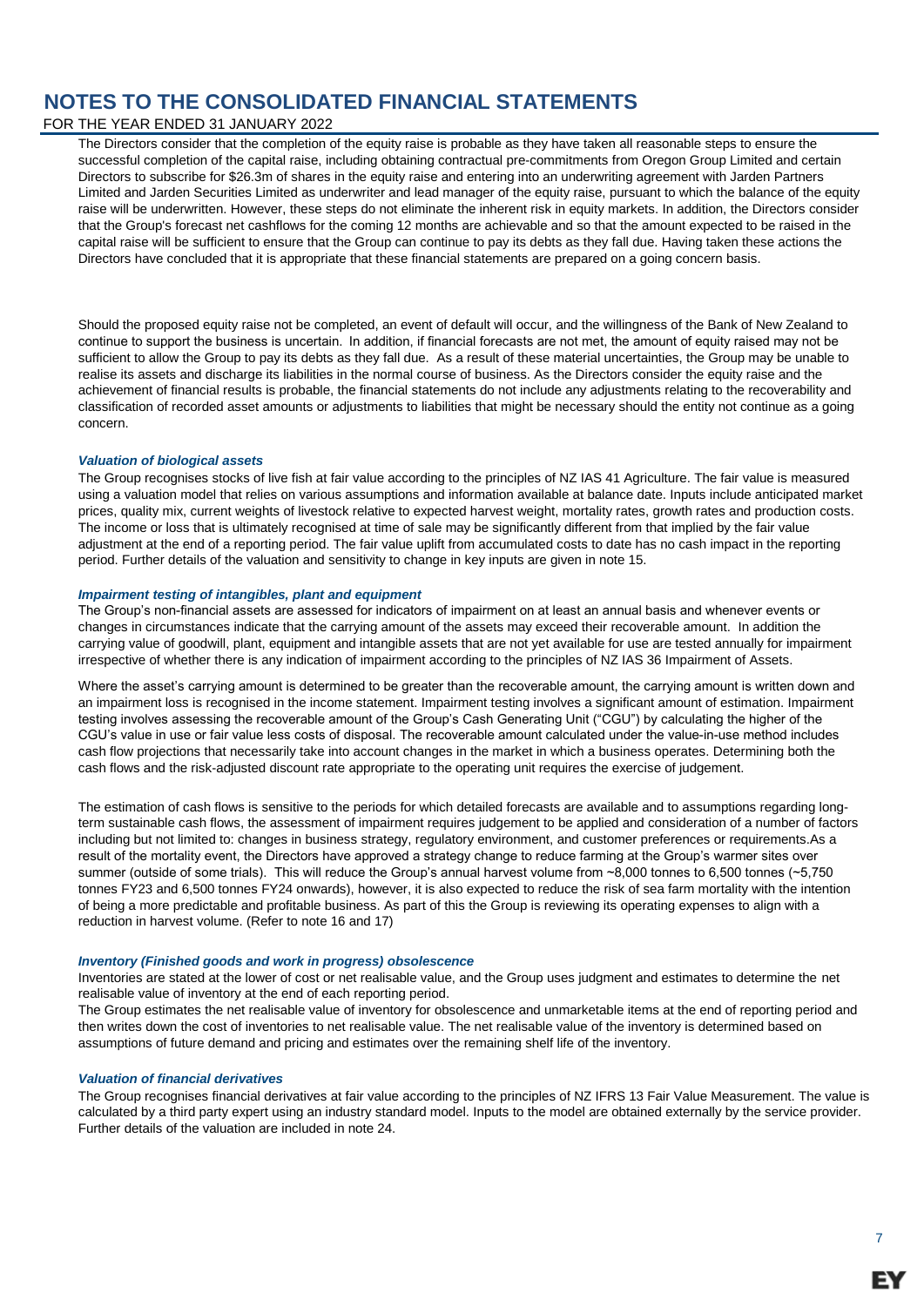The Directors consider that the completion of the equity raise is probable as they have taken all reasonable steps to ensure the successful completion of the capital raise, including obtaining contractual pre-commitments from Oregon Group Limited and certain Directors to subscribe for $26.3m of shares in the equity raise and entering into an underwriting agreement with Jarden Partners Limited and Jarden Securities Limited as underwriter and lead manager of the equity raise, pursuant to which the balance of the equity raise will be underwritten. However, these steps do not eliminate the inherent risk in equity markets. In addition, the Directors consider that the Group's forecast net cashflows for the coming 12 months are achievable and so that the amount expected to be raised in the capital raise will be sufficient to ensure that the Group can continue to pay its debts as they fall due. Having taken these actions the Directors have concluded that it is appropriate that these financial statements are prepared on a going concern basis.

Should the proposed equity raise not be completed, an event of default will occur, and the willingness of the Bank of New Zealand to continue to support the business is uncertain. In addition, if financial forecasts are not met, the amount of equity raised may not be sufficient to allow the Group to pay its debts as they fall due. As a result of these material uncertainties, the Group may be unable to realise its assets and discharge its liabilities in the normal course of business. As the Directors consider the equity raise and the achievement of financial results is probable, the financial statements do not include any adjustments relating to the recoverability and classification of recorded asset amounts or adjustments to liabilities that might be necessary should the entity not continue as a going concern.

***Valuation of biological assets***

The Group recognises stocks of live fish at fair value according to the principles of NZ IAS 41 Agriculture. The fair value is measured using a valuation model that relies on various assumptions and information available at balance date. Inputs include anticipated market prices, quality mix, current weights of livestock relative to expected harvest weight, mortality rates, growth rates and production costs. The income or loss that is ultimately recognised at time of sale may be significantly different from that implied by the fair value adjustment at the end of a reporting period. The fair value uplift from accumulated costs to date has no cash impact in the reporting period. Further details of the valuation and sensitivity to change in key inputs are given in note 15.

***Impairment testing of intangibles, plant and equipment***

The Group's non-financial assets are assessed for indicators of impairment on at least an annual basis and whenever events or changes in circumstances indicate that the carrying amount of the assets may exceed their recoverable amount. In addition the carrying value of goodwill, plant, equipment and intangible assets that are not yet available for use are tested annually for impairment irrespective of whether there is any indication of impairment according to the principles of NZ IAS 36 Impairment of Assets.

Where the asset's carrying amount is determined to be greater than the recoverable amount, the carrying amount is written down and an impairment loss is recognised in the income statement. Impairment testing involves a significant amount of estimation. Impairment testing involves assessing the recoverable amount of the Group's Cash Generating Unit ("CGU") by calculating the higher of the CGU's value in use or fair value less costs of disposal. The recoverable amount calculated under the value-in-use method includes cash flow projections that necessarily take into account changes in the market in which a business operates. Determining both the cash flows and the risk-adjusted discount rate appropriate to the operating unit requires the exercise of judgement.

The estimation of cash flows is sensitive to the periods for which detailed forecasts are available and to assumptions regarding long-term sustainable cash flows, the assessment of impairment requires judgement to be applied and consideration of a number of factors including but not limited to: changes in business strategy, regulatory environment, and customer preferences or requirements.As a result of the mortality event, the Directors have approved a strategy change to reduce farming at the Group's warmer sites over summer (outside of some trials). This will reduce the Group's annual harvest volume from ~8,000 tonnes to 6,500 tonnes (~5,750 tonnes FY23 and 6,500 tonnes FY24 onwards), however, it is also expected to reduce the risk of sea farm mortality with the intention of being a more predictable and profitable business. As part of this the Group is reviewing its operating expenses to align with a reduction in harvest volume. (Refer to note 16 and 17)

***Inventory (Finished goods and work in progress) obsolescence***

Inventories are stated at the lower of cost or net realisable value, and the Group uses judgment and estimates to determine the net realisable value of inventory at the end of each reporting period.

The Group estimates the net realisable value of inventory for obsolescence and unmarketable items at the end of reporting period and then writes down the cost of inventories to net realisable value. The net realisable value of the inventory is determined based on assumptions of future demand and pricing and estimates over the remaining shelf life of the inventory.

***Valuation of financial derivatives***

The Group recognises financial derivatives at fair value according to the principles of NZ IFRS 13 Fair Value Measurement. The value is calculated by a third party expert using an industry standard model. Inputs to the model are obtained externally by the service provider. Further details of the valuation are included in note 24.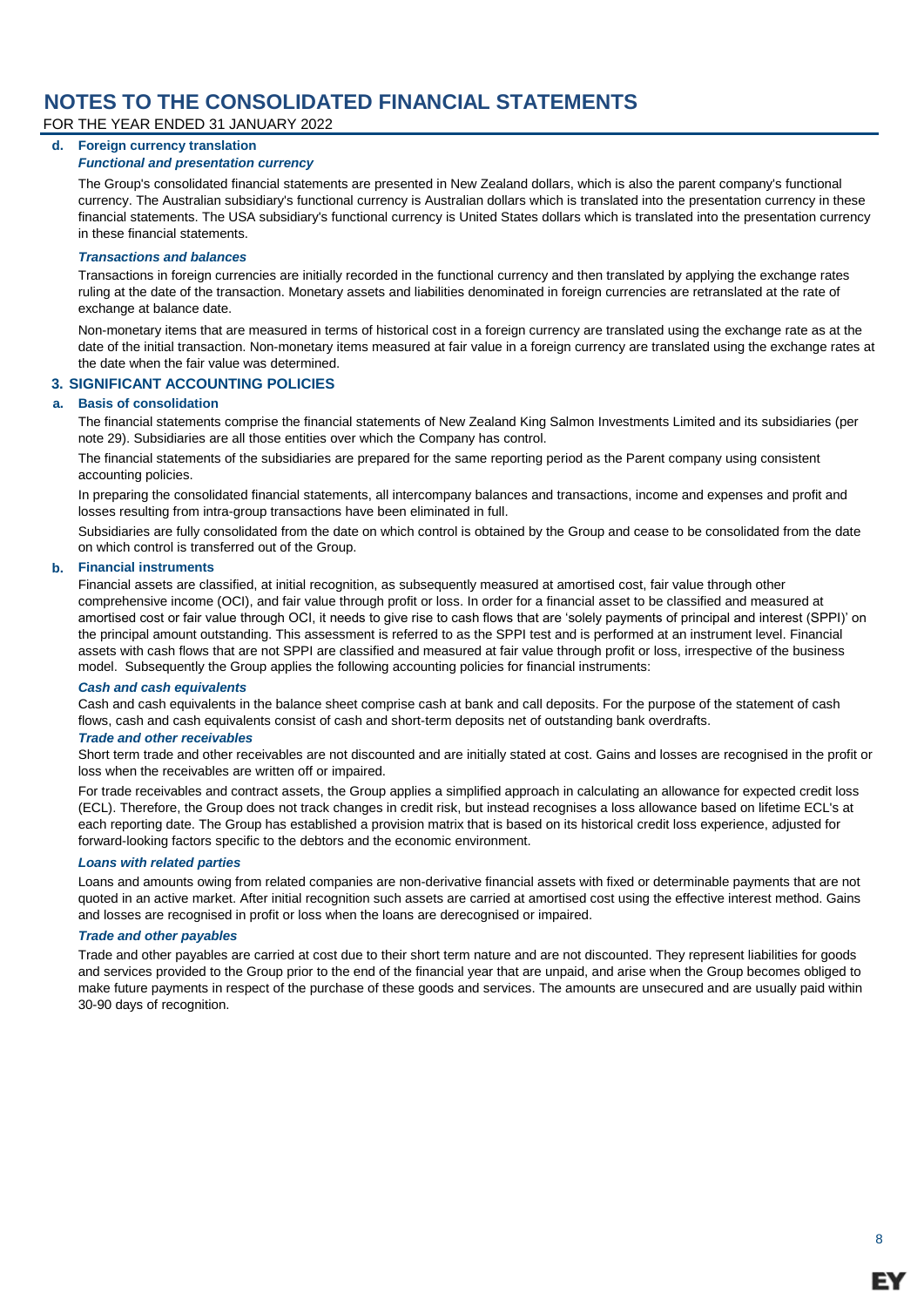# NOTES TO THE CONSOLIDATED FINANCIAL STATEMENTS

FOR THE YEAR ENDED 31 JANUARY 2022

### d. Foreign currency translation

***Functional and presentation currency***

The Group's consolidated financial statements are presented in New Zealand dollars, which is also the parent company's functional currency. The Australian subsidiary's functional currency is Australian dollars which is translated into the presentation currency in these financial statements. The USA subsidiary's functional currency is United States dollars which is translated into the presentation currency in these financial statements.

***Transactions and balances***

Transactions in foreign currencies are initially recorded in the functional currency and then translated by applying the exchange rates ruling at the date of the transaction. Monetary assets and liabilities denominated in foreign currencies are retranslated at the rate of exchange at balance date.

Non-monetary items that are measured in terms of historical cost in a foreign currency are translated using the exchange rate as at the date of the initial transaction. Non-monetary items measured at fair value in a foreign currency are translated using the exchange rates at the date when the fair value was determined.

## 3. SIGNIFICANT ACCOUNTING POLICIES

### a. Basis of consolidation

The financial statements comprise the financial statements of New Zealand King Salmon Investments Limited and its subsidiaries (per note 29). Subsidiaries are all those entities over which the Company has control.

The financial statements of the subsidiaries are prepared for the same reporting period as the Parent company using consistent accounting policies.

In preparing the consolidated financial statements, all intercompany balances and transactions, income and expenses and profit and losses resulting from intra-group transactions have been eliminated in full.

Subsidiaries are fully consolidated from the date on which control is obtained by the Group and cease to be consolidated from the date on which control is transferred out of the Group.

### b. Financial instruments

Financial assets are classified, at initial recognition, as subsequently measured at amortised cost, fair value through other comprehensive income (OCI), and fair value through profit or loss. In order for a financial asset to be classified and measured at amortised cost or fair value through OCI, it needs to give rise to cash flows that are 'solely payments of principal and interest (SPPI)' on the principal amount outstanding. This assessment is referred to as the SPPI test and is performed at an instrument level. Financial assets with cash flows that are not SPPI are classified and measured at fair value through profit or loss, irrespective of the business model. Subsequently the Group applies the following accounting policies for financial instruments:

***Cash and cash equivalents***

Cash and cash equivalents in the balance sheet comprise cash at bank and call deposits. For the purpose of the statement of cash flows, cash and cash equivalents consist of cash and short-term deposits net of outstanding bank overdrafts.

***Trade and other receivables***

Short term trade and other receivables are not discounted and are initially stated at cost. Gains and losses are recognised in the profit or loss when the receivables are written off or impaired.

For trade receivables and contract assets, the Group applies a simplified approach in calculating an allowance for expected credit loss (ECL). Therefore, the Group does not track changes in credit risk, but instead recognises a loss allowance based on lifetime ECL's at each reporting date. The Group has established a provision matrix that is based on its historical credit loss experience, adjusted for forward-looking factors specific to the debtors and the economic environment.

***Loans with related parties***

Loans and amounts owing from related companies are non-derivative financial assets with fixed or determinable payments that are not quoted in an active market. After initial recognition such assets are carried at amortised cost using the effective interest method. Gains and losses are recognised in profit or loss when the loans are derecognised or impaired.

***Trade and other payables***

Trade and other payables are carried at cost due to their short term nature and are not discounted. They represent liabilities for goods and services provided to the Group prior to the end of the financial year that are unpaid, and arise when the Group becomes obliged to make future payments in respect of the purchase of these goods and services. The amounts are unsecured and are usually paid within 30-90 days of recognition.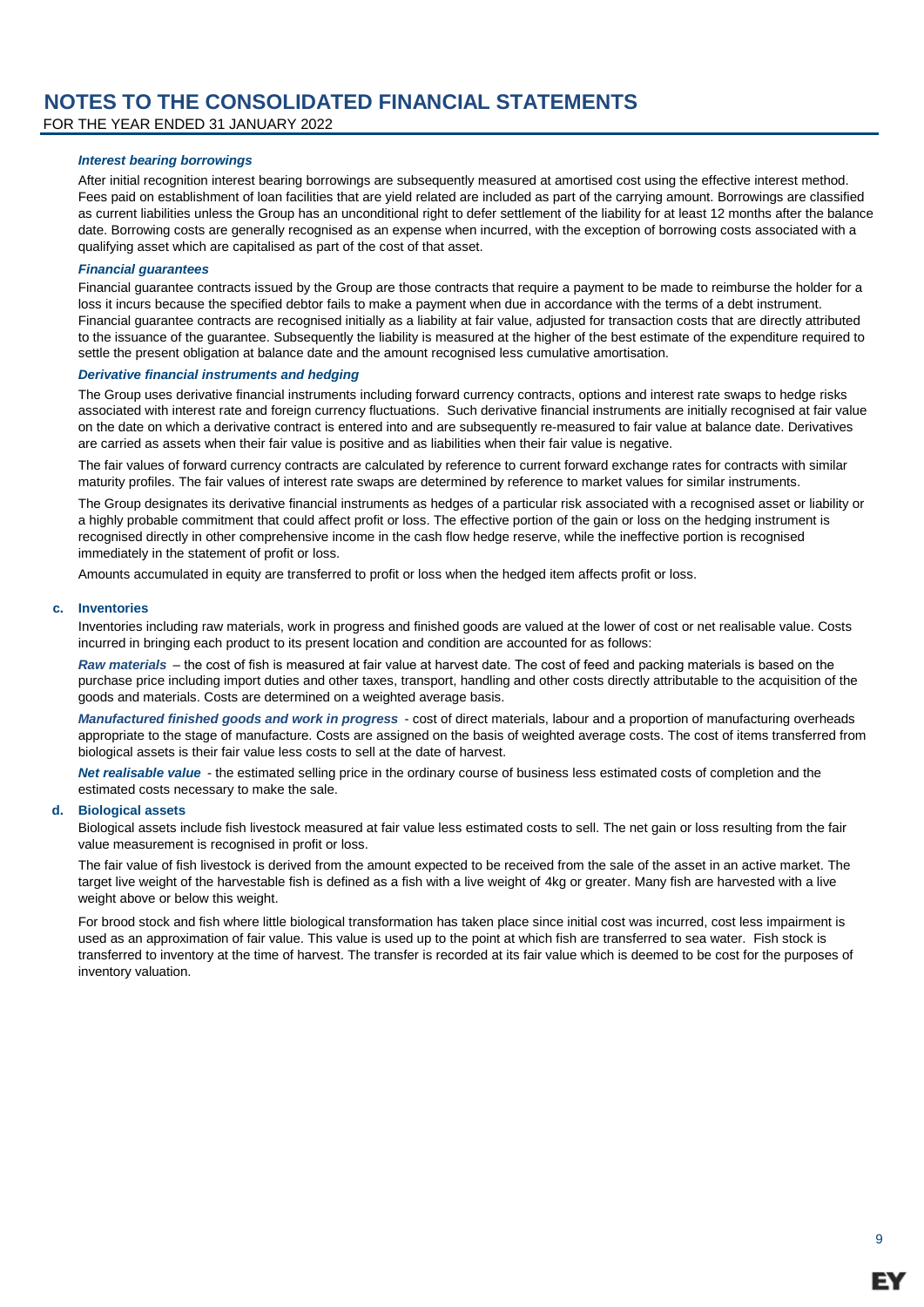# NOTES TO THE CONSOLIDATED FINANCIAL STATEMENTS

FOR THE YEAR ENDED 31 JANUARY 2022

***Interest bearing borrowings***

After initial recognition interest bearing borrowings are subsequently measured at amortised cost using the effective interest method. Fees paid on establishment of loan facilities that are yield related are included as part of the carrying amount. Borrowings are classified as current liabilities unless the Group has an unconditional right to defer settlement of the liability for at least 12 months after the balance date. Borrowing costs are generally recognised as an expense when incurred, with the exception of borrowing costs associated with a qualifying asset which are capitalised as part of the cost of that asset.

***Financial guarantees***

Financial guarantee contracts issued by the Group are those contracts that require a payment to be made to reimburse the holder for a loss it incurs because the specified debtor fails to make a payment when due in accordance with the terms of a debt instrument. Financial guarantee contracts are recognised initially as a liability at fair value, adjusted for transaction costs that are directly attributed to the issuance of the guarantee. Subsequently the liability is measured at the higher of the best estimate of the expenditure required to settle the present obligation at balance date and the amount recognised less cumulative amortisation.

***Derivative financial instruments and hedging***

The Group uses derivative financial instruments including forward currency contracts, options and interest rate swaps to hedge risks associated with interest rate and foreign currency fluctuations. Such derivative financial instruments are initially recognised at fair value on the date on which a derivative contract is entered into and are subsequently re-measured to fair value at balance date. Derivatives are carried as assets when their fair value is positive and as liabilities when their fair value is negative.

The fair values of forward currency contracts are calculated by reference to current forward exchange rates for contracts with similar maturity profiles. The fair values of interest rate swaps are determined by reference to market values for similar instruments.

The Group designates its derivative financial instruments as hedges of a particular risk associated with a recognised asset or liability or a highly probable commitment that could affect profit or loss. The effective portion of the gain or loss on the hedging instrument is recognised directly in other comprehensive income in the cash flow hedge reserve, while the ineffective portion is recognised immediately in the statement of profit or loss.

Amounts accumulated in equity are transferred to profit or loss when the hedged item affects profit or loss.

**c. Inventories**

Inventories including raw materials, work in progress and finished goods are valued at the lower of cost or net realisable value. Costs incurred in bringing each product to its present location and condition are accounted for as follows:

***Raw materials*** – the cost of fish is measured at fair value at harvest date. The cost of feed and packing materials is based on the purchase price including import duties and other taxes, transport, handling and other costs directly attributable to the acquisition of the goods and materials. Costs are determined on a weighted average basis.

***Manufactured finished goods and work in progress*** - cost of direct materials, labour and a proportion of manufacturing overheads appropriate to the stage of manufacture. Costs are assigned on the basis of weighted average costs. The cost of items transferred from biological assets is their fair value less costs to sell at the date of harvest.

***Net realisable value*** - the estimated selling price in the ordinary course of business less estimated costs of completion and the estimated costs necessary to make the sale.

**d. Biological assets**

Biological assets include fish livestock measured at fair value less estimated costs to sell. The net gain or loss resulting from the fair value measurement is recognised in profit or loss.

The fair value of fish livestock is derived from the amount expected to be received from the sale of the asset in an active market. The target live weight of the harvestable fish is defined as a fish with a live weight of 4kg or greater. Many fish are harvested with a live weight above or below this weight.

For brood stock and fish where little biological transformation has taken place since initial cost was incurred, cost less impairment is used as an approximation of fair value. This value is used up to the point at which fish are transferred to sea water. Fish stock is transferred to inventory at the time of harvest. The transfer is recorded at its fair value which is deemed to be cost for the purposes of inventory valuation.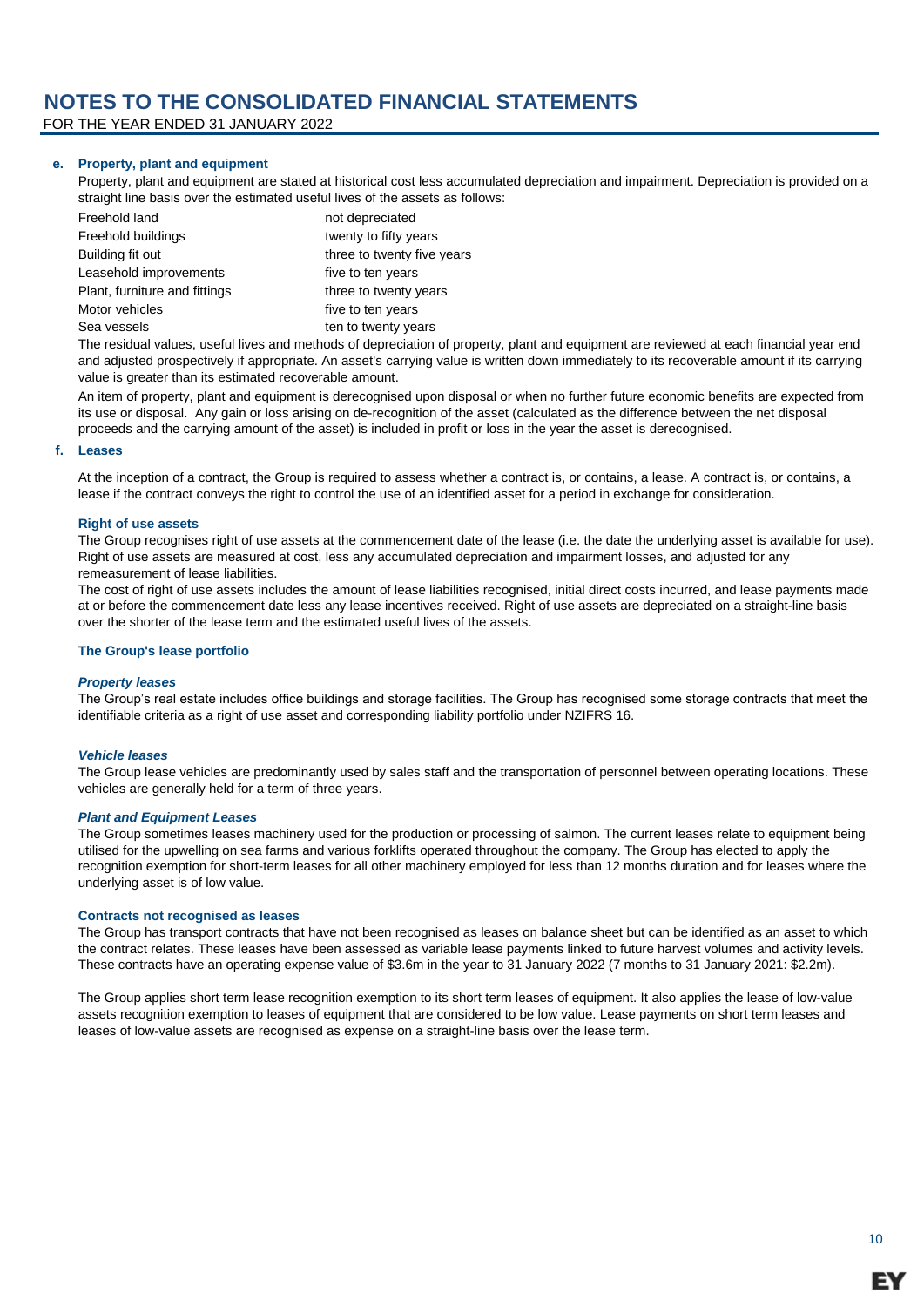# NOTES TO THE CONSOLIDATED FINANCIAL STATEMENTS

FOR THE YEAR ENDED 31 JANUARY 2022

**e. Property, plant and equipment**

Property, plant and equipment are stated at historical cost less accumulated depreciation and impairment. Depreciation is provided on a straight line basis over the estimated useful lives of the assets as follows:

| | |
|---|---|
| Freehold land | not depreciated |
| Freehold buildings | twenty to fifty years |
| Building fit out | three to twenty five years |
| Leasehold improvements | five to ten years |
| Plant, furniture and fittings | three to twenty years |
| Motor vehicles | five to ten years |
| Sea vessels | ten to twenty years |

The residual values, useful lives and methods of depreciation of property, plant and equipment are reviewed at each financial year end and adjusted prospectively if appropriate. An asset's carrying value is written down immediately to its recoverable amount if its carrying value is greater than its estimated recoverable amount.

An item of property, plant and equipment is derecognised upon disposal or when no further future economic benefits are expected from its use or disposal. Any gain or loss arising on de-recognition of the asset (calculated as the difference between the net disposal proceeds and the carrying amount of the asset) is included in profit or loss in the year the asset is derecognised.

**f. Leases**

At the inception of a contract, the Group is required to assess whether a contract is, or contains, a lease. A contract is, or contains, a lease if the contract conveys the right to control the use of an identified asset for a period in exchange for consideration.

**Right of use assets**

The Group recognises right of use assets at the commencement date of the lease (i.e. the date the underlying asset is available for use). Right of use assets are measured at cost, less any accumulated depreciation and impairment losses, and adjusted for any remeasurement of lease liabilities.

The cost of right of use assets includes the amount of lease liabilities recognised, initial direct costs incurred, and lease payments made at or before the commencement date less any lease incentives received. Right of use assets are depreciated on a straight-line basis over the shorter of the lease term and the estimated useful lives of the assets.

**The Group's lease portfolio**

***Property leases***

The Group's real estate includes office buildings and storage facilities. The Group has recognised some storage contracts that meet the identifiable criteria as a right of use asset and corresponding liability portfolio under NZIFRS 16.

***Vehicle leases***

The Group lease vehicles are predominantly used by sales staff and the transportation of personnel between operating locations. These vehicles are generally held for a term of three years.

***Plant and Equipment Leases***

The Group sometimes leases machinery used for the production or processing of salmon. The current leases relate to equipment being utilised for the upwelling on sea farms and various forklifts operated throughout the company. The Group has elected to apply the recognition exemption for short-term leases for all other machinery employed for less than 12 months duration and for leases where the underlying asset is of low value.

**Contracts not recognised as leases**

The Group has transport contracts that have not been recognised as leases on balance sheet but can be identified as an asset to which the contract relates. These leases have been assessed as variable lease payments linked to future harvest volumes and activity levels. These contracts have an operating expense value of $3.6m in the year to 31 January 2022 (7 months to 31 January 2021: $2.2m).

The Group applies short term lease recognition exemption to its short term leases of equipment. It also applies the lease of low-value assets recognition exemption to leases of equipment that are considered to be low value. Lease payments on short term leases and leases of low-value assets are recognised as expense on a straight-line basis over the lease term.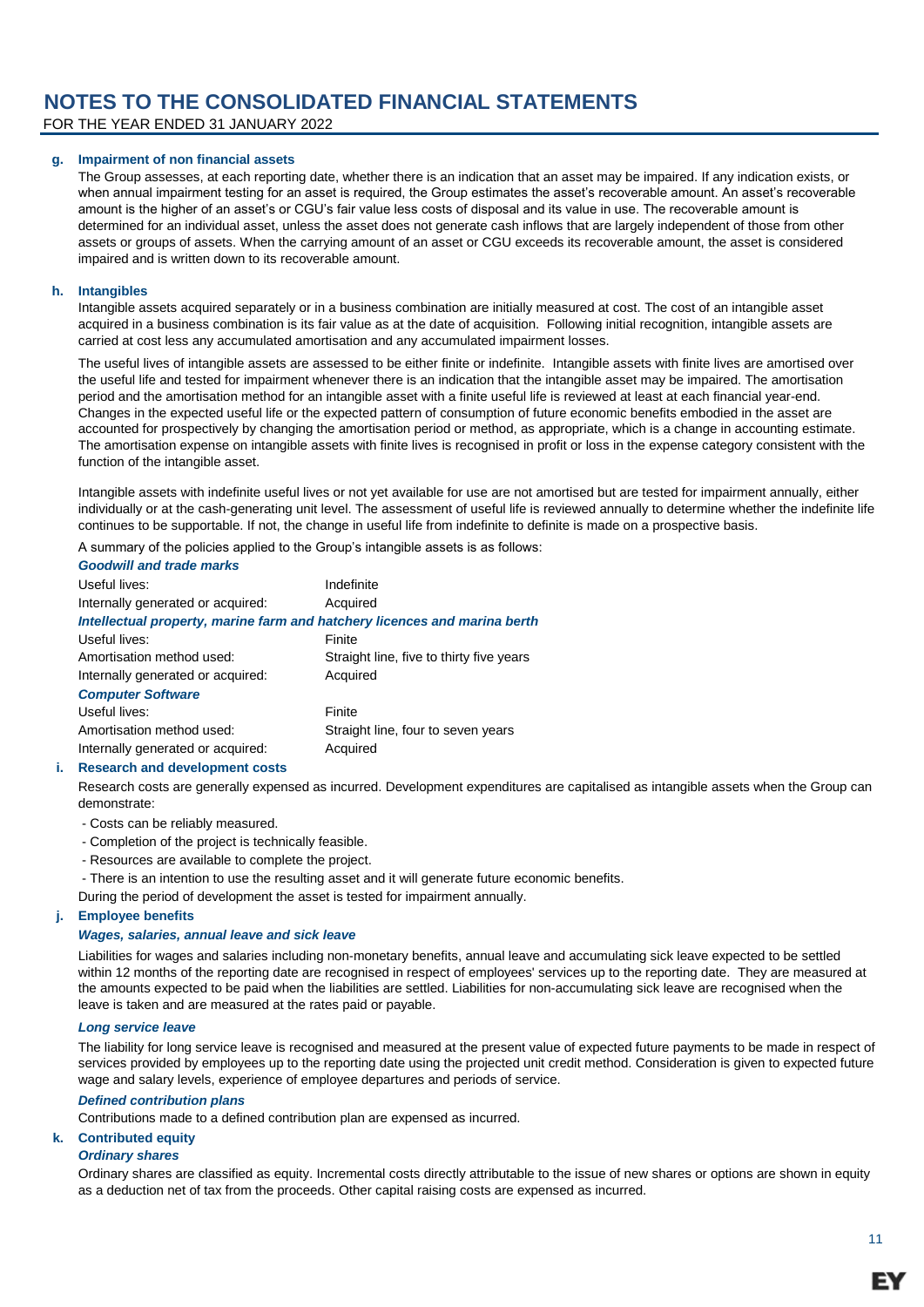### g. Impairment of non financial assets

The Group assesses, at each reporting date, whether there is an indication that an asset may be impaired. If any indication exists, or when annual impairment testing for an asset is required, the Group estimates the asset's recoverable amount. An asset's recoverable amount is the higher of an asset's or CGU's fair value less costs of disposal and its value in use. The recoverable amount is determined for an individual asset, unless the asset does not generate cash inflows that are largely independent of those from other assets or groups of assets. When the carrying amount of an asset or CGU exceeds its recoverable amount, the asset is considered impaired and is written down to its recoverable amount.

### h. Intangibles

Intangible assets acquired separately or in a business combination are initially measured at cost. The cost of an intangible asset acquired in a business combination is its fair value as at the date of acquisition. Following initial recognition, intangible assets are carried at cost less any accumulated amortisation and any accumulated impairment losses.

The useful lives of intangible assets are assessed to be either finite or indefinite. Intangible assets with finite lives are amortised over the useful life and tested for impairment whenever there is an indication that the intangible asset may be impaired. The amortisation period and the amortisation method for an intangible asset with a finite useful life is reviewed at least at each financial year-end. Changes in the expected useful life or the expected pattern of consumption of future economic benefits embodied in the asset are accounted for prospectively by changing the amortisation period or method, as appropriate, which is a change in accounting estimate. The amortisation expense on intangible assets with finite lives is recognised in profit or loss in the expense category consistent with the function of the intangible asset.

Intangible assets with indefinite useful lives or not yet available for use are not amortised but are tested for impairment annually, either individually or at the cash-generating unit level. The assessment of useful life is reviewed annually to determine whether the indefinite life continues to be supportable. If not, the change in useful life from indefinite to definite is made on a prospective basis.

A summary of the policies applied to the Group's intangible assets is as follows:

***Goodwill and trade marks***

| | |
|---|---|
| Useful lives: | Indefinite |
| Internally generated or acquired: | Acquired |

***Intellectual property, marine farm and hatchery licences and marina berth***

| | |
|---|---|
| Useful lives: | Finite |
| Amortisation method used: | Straight line, five to thirty five years |
| Internally generated or acquired: | Acquired |

***Computer Software***

| | |
|---|---|
| Useful lives: | Finite |
| Amortisation method used: | Straight line, four to seven years |
| Internally generated or acquired: | Acquired |

### i. Research and development costs

Research costs are generally expensed as incurred. Development expenditures are capitalised as intangible assets when the Group can demonstrate:

- Costs can be reliably measured.
- Completion of the project is technically feasible.
- Resources are available to complete the project.
- There is an intention to use the resulting asset and it will generate future economic benefits.

During the period of development the asset is tested for impairment annually.

### j. Employee benefits

***Wages, salaries, annual leave and sick leave***

Liabilities for wages and salaries including non-monetary benefits, annual leave and accumulating sick leave expected to be settled within 12 months of the reporting date are recognised in respect of employees' services up to the reporting date. They are measured at the amounts expected to be paid when the liabilities are settled. Liabilities for non-accumulating sick leave are recognised when the leave is taken and are measured at the rates paid or payable.

***Long service leave***

The liability for long service leave is recognised and measured at the present value of expected future payments to be made in respect of services provided by employees up to the reporting date using the projected unit credit method. Consideration is given to expected future wage and salary levels, experience of employee departures and periods of service.

***Defined contribution plans***

Contributions made to a defined contribution plan are expensed as incurred.

### k. Contributed equity

***Ordinary shares***

Ordinary shares are classified as equity. Incremental costs directly attributable to the issue of new shares or options are shown in equity as a deduction net of tax from the proceeds. Other capital raising costs are expensed as incurred.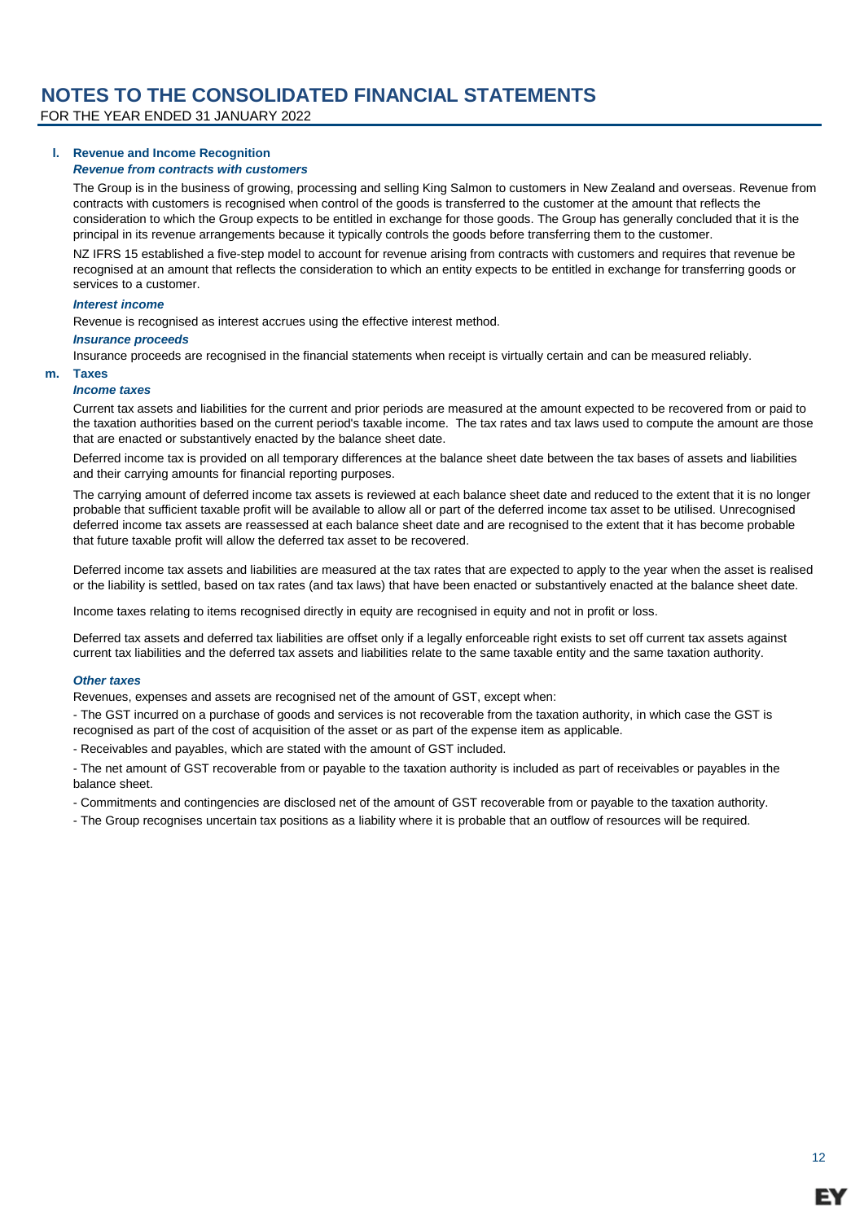# NOTES TO THE CONSOLIDATED FINANCIAL STATEMENTS

FOR THE YEAR ENDED 31 JANUARY 2022

## l. Revenue and Income Recognition

***Revenue from contracts with customers***

The Group is in the business of growing, processing and selling King Salmon to customers in New Zealand and overseas. Revenue from contracts with customers is recognised when control of the goods is transferred to the customer at the amount that reflects the consideration to which the Group expects to be entitled in exchange for those goods. The Group has generally concluded that it is the principal in its revenue arrangements because it typically controls the goods before transferring them to the customer.

NZ IFRS 15 established a five-step model to account for revenue arising from contracts with customers and requires that revenue be recognised at an amount that reflects the consideration to which an entity expects to be entitled in exchange for transferring goods or services to a customer.

***Interest income***

Revenue is recognised as interest accrues using the effective interest method.

***Insurance proceeds***

Insurance proceeds are recognised in the financial statements when receipt is virtually certain and can be measured reliably.

## m. Taxes

***Income taxes***

Current tax assets and liabilities for the current and prior periods are measured at the amount expected to be recovered from or paid to the taxation authorities based on the current period's taxable income. The tax rates and tax laws used to compute the amount are those that are enacted or substantively enacted by the balance sheet date.

Deferred income tax is provided on all temporary differences at the balance sheet date between the tax bases of assets and liabilities and their carrying amounts for financial reporting purposes.

The carrying amount of deferred income tax assets is reviewed at each balance sheet date and reduced to the extent that it is no longer probable that sufficient taxable profit will be available to allow all or part of the deferred income tax asset to be utilised. Unrecognised deferred income tax assets are reassessed at each balance sheet date and are recognised to the extent that it has become probable that future taxable profit will allow the deferred tax asset to be recovered.

Deferred income tax assets and liabilities are measured at the tax rates that are expected to apply to the year when the asset is realised or the liability is settled, based on tax rates (and tax laws) that have been enacted or substantively enacted at the balance sheet date.

Income taxes relating to items recognised directly in equity are recognised in equity and not in profit or loss.

Deferred tax assets and deferred tax liabilities are offset only if a legally enforceable right exists to set off current tax assets against current tax liabilities and the deferred tax assets and liabilities relate to the same taxable entity and the same taxation authority.

***Other taxes***

Revenues, expenses and assets are recognised net of the amount of GST, except when:

- The GST incurred on a purchase of goods and services is not recoverable from the taxation authority, in which case the GST is recognised as part of the cost of acquisition of the asset or as part of the expense item as applicable.
- Receivables and payables, which are stated with the amount of GST included.
- The net amount of GST recoverable from or payable to the taxation authority is included as part of receivables or payables in the balance sheet.
- Commitments and contingencies are disclosed net of the amount of GST recoverable from or payable to the taxation authority.
- The Group recognises uncertain tax positions as a liability where it is probable that an outflow of resources will be required.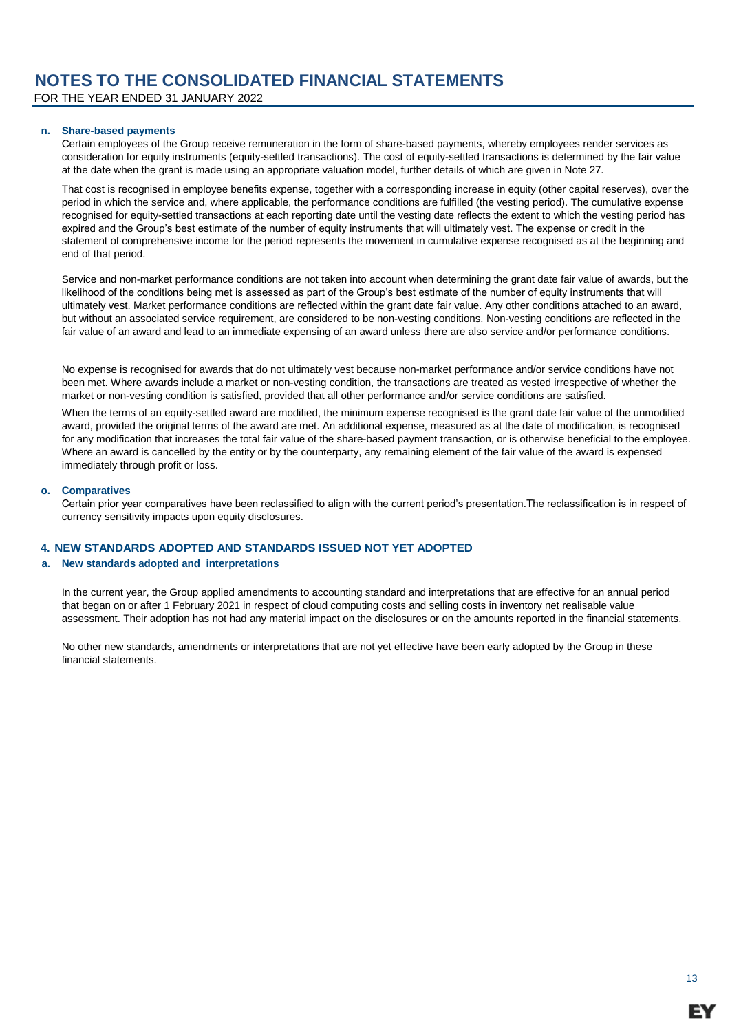**n. Share-based payments**

Certain employees of the Group receive remuneration in the form of share-based payments, whereby employees render services as consideration for equity instruments (equity-settled transactions). The cost of equity-settled transactions is determined by the fair value at the date when the grant is made using an appropriate valuation model, further details of which are given in Note 27.

That cost is recognised in employee benefits expense, together with a corresponding increase in equity (other capital reserves), over the period in which the service and, where applicable, the performance conditions are fulfilled (the vesting period). The cumulative expense recognised for equity-settled transactions at each reporting date until the vesting date reflects the extent to which the vesting period has expired and the Group's best estimate of the number of equity instruments that will ultimately vest. The expense or credit in the statement of comprehensive income for the period represents the movement in cumulative expense recognised as at the beginning and end of that period.

Service and non-market performance conditions are not taken into account when determining the grant date fair value of awards, but the likelihood of the conditions being met is assessed as part of the Group's best estimate of the number of equity instruments that will ultimately vest. Market performance conditions are reflected within the grant date fair value. Any other conditions attached to an award, but without an associated service requirement, are considered to be non-vesting conditions. Non-vesting conditions are reflected in the fair value of an award and lead to an immediate expensing of an award unless there are also service and/or performance conditions.

No expense is recognised for awards that do not ultimately vest because non-market performance and/or service conditions have not been met. Where awards include a market or non-vesting condition, the transactions are treated as vested irrespective of whether the market or non-vesting condition is satisfied, provided that all other performance and/or service conditions are satisfied.

When the terms of an equity-settled award are modified, the minimum expense recognised is the grant date fair value of the unmodified award, provided the original terms of the award are met. An additional expense, measured as at the date of modification, is recognised for any modification that increases the total fair value of the share-based payment transaction, or is otherwise beneficial to the employee. Where an award is cancelled by the entity or by the counterparty, any remaining element of the fair value of the award is expensed immediately through profit or loss.

**o. Comparatives**

Certain prior year comparatives have been reclassified to align with the current period's presentation.The reclassification is in respect of currency sensitivity impacts upon equity disclosures.

## 4. NEW STANDARDS ADOPTED AND STANDARDS ISSUED NOT YET ADOPTED

**a. New standards adopted and interpretations**

In the current year, the Group applied amendments to accounting standard and interpretations that are effective for an annual period that began on or after 1 February 2021 in respect of cloud computing costs and selling costs in inventory net realisable value assessment. Their adoption has not had any material impact on the disclosures or on the amounts reported in the financial statements.

No other new standards, amendments or interpretations that are not yet effective have been early adopted by the Group in these financial statements.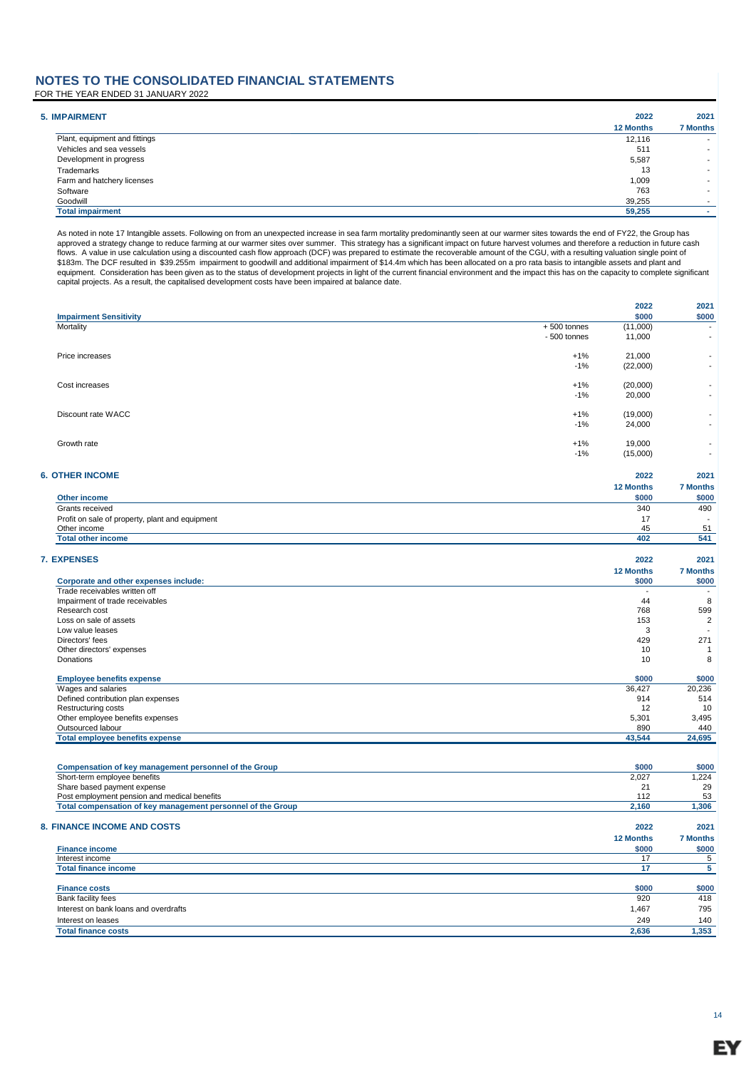# NOTES TO THE CONSOLIDATED FINANCIAL STATEMENTS

FOR THE YEAR ENDED 31 JANUARY 2022

## 5. IMPAIRMENT

| | 2022<br>12 Months | 2021<br>7 Months |
|---|---|---|
| Plant, equipment and fittings | 12,116 | - |
| Vehicles and sea vessels | 511 | - |
| Development in progress | 5,587 | - |
| Trademarks | 13 | - |
| Farm and hatchery licenses | 1,009 | - |
| Software | 763 | - |
| Goodwill | 39,255 | - |
| **Total impairment** | **59,255** | **-** |

As noted in note 17 Intangible assets. Following on from an unexpected increase in sea farm mortality predominantly seen at our warmer sites towards the end of FY22, the Group has approved a strategy change to reduce farming at our warmer sites over summer. This strategy has a significant impact on future harvest volumes and therefore a reduction in future cash flows. A value in use calculation using a discounted cash flow approach (DCF) was prepared to estimate the recoverable amount of the CGU, with a resulting valuation single point of $183m. The DCF resulted in $39.255m impairment to goodwill and additional impairment of $14.4m which has been allocated on a pro rata basis to intangible assets and plant and equipment. Consideration has been given as to the status of development projects in light of the current financial environment and the impact this has on the capacity to complete significant capital projects. As a result, the capitalised development costs have been impaired at balance date.

| Impairment Sensitivity | | 2022<br>$000 | 2021<br>$000 |
|---|---|---|---|
| Mortality | + 500 tonnes | (11,000) | - |
| | - 500 tonnes | 11,000 | - |
| Price increases | +1% | 21,000 | - |
| | -1% | (22,000) | - |
| Cost increases | +1% | (20,000) | - |
| | -1% | 20,000 | - |
| Discount rate WACC | +1% | (19,000) | - |
| | -1% | 24,000 | - |
| Growth rate | +1% | 19,000 | - |
| | -1% | (15,000) | - |

## 6. OTHER INCOME

| Other income | 2022<br>12 Months<br>$000 | 2021<br>7 Months<br>$000 |
|---|---|---|
| Grants received | 340 | 490 |
| Profit on sale of property, plant and equipment | 17 | - |
| Other income | 45 | 51 |
| **Total other income** | **402** | **541** |

## 7. EXPENSES

| Corporate and other expenses include: | 2022<br>12 Months<br>$000 | 2021<br>7 Months<br>$000 |
|---|---|---|
| Trade receivables written off | - | - |
| Impairment of trade receivables | 44 | 8 |
| Research cost | 768 | 599 |
| Loss on sale of assets | 153 | 2 |
| Low value leases | 3 | - |
| Directors' fees | 429 | 271 |
| Other directors' expenses | 10 | 1 |
| Donations | 10 | 8 |

| Employee benefits expense | $000 | $000 |
|---|---|---|
| Wages and salaries | 36,427 | 20,236 |
| Defined contribution plan expenses | 914 | 514 |
| Restructuring costs | 12 | 10 |
| Other employee benefits expenses | 5,301 | 3,495 |
| Outsourced labour | 890 | 440 |
| **Total employee benefits expense** | **43,544** | **24,695** |

| Compensation of key management personnel of the Group | $000 | $000 |
|---|---|---|
| Short-term employee benefits | 2,027 | 1,224 |
| Share based payment expense | 21 | 29 |
| Post employment pension and medical benefits | 112 | 53 |
| **Total compensation of key management personnel of the Group** | **2,160** | **1,306** |

## 8. FINANCE INCOME AND COSTS

| Finance income | 2022<br>12 Months<br>$000 | 2021<br>7 Months<br>$000 |
|---|---|---|
| Interest income | 17 | 5 |
| **Total finance income** | **17** | **5** |

| Finance costs | $000 | $000 |
|---|---|---|
| Bank facility fees | 920 | 418 |
| Interest on bank loans and overdrafts | 1,467 | 795 |
| Interest on leases | 249 | 140 |
| **Total finance costs** | **2,636** | **1,353** |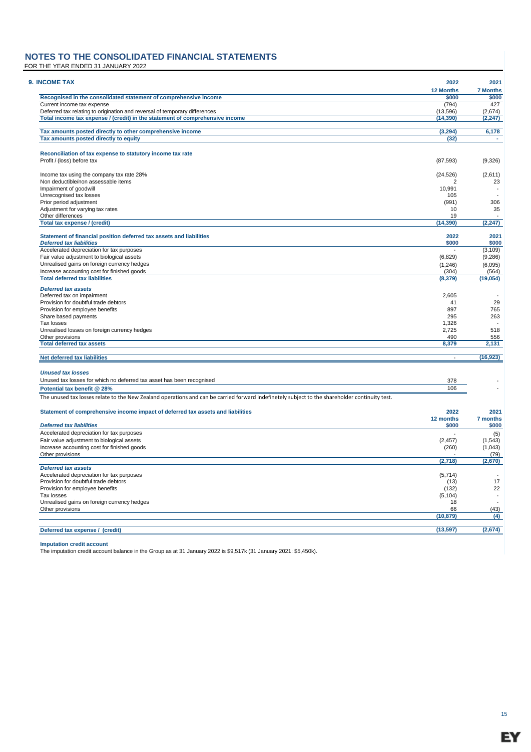# NOTES TO THE CONSOLIDATED FINANCIAL STATEMENTS

FOR THE YEAR ENDED 31 JANUARY 2022

## 9. INCOME TAX

| | 2022 | 2021 |
|---|---|---|
| | 12 Months | 7 Months |
| **Recognised in the consolidated statement of comprehensive income** | $000 | $000 |
| Current income tax expense | (794) | 427 |
| Deferred tax relating to origination and reversal of temporary differences | (13,596) | (2,674) |
| **Total income tax expense / (credit) in the statement of comprehensive income** | **(14,390)** | **(2,247)** |
| | | |
| **Tax amounts posted directly to other comprehensive income** | **(3,294)** | **6,178** |
| **Tax amounts posted directly to equity** | **(32)** | **-** |
| | | |
| **Reconciliation of tax expense to statutory income tax rate** | | |
| Profit / (loss) before tax | (87,593) | (9,326) |
| | | |
| Income tax using the company tax rate 28% | (24,526) | (2,611) |
| Non deductible/non assessable items | 2 | 23 |
| Impairment of goodwill | 10,991 | - |
| Unrecognised tax losses | 105 | - |
| Prior period adjustment | (991) | 306 |
| Adjustment for varying tax rates | 10 | 35 |
| Other differences | 19 | - |
| **Total tax expense / (credit)** | **(14,390)** | **(2,247)** |

| **Statement of financial position deferred tax assets and liabilities** | 2022 | 2021 |
|---|---|---|
| ***Deferred tax liabilities*** | $000 | $000 |
| Accelerated depreciation for tax purposes | - | (3,109) |
| Fair value adjustment to biological assets | (6,829) | (9,286) |
| Unrealised gains on foreign currency hedges | (1,246) | (6,095) |
| Increase accounting cost for finished goods | (304) | (564) |
| **Total deferred tax liabilities** | **(8,379)** | **(19,054)** |
| | | |
| ***Deferred tax assets*** | | |
| Deferred tax on impairment | 2,605 | - |
| Provision for doubtful trade debtors | 41 | 29 |
| Provision for employee benefits | 897 | 765 |
| Share based payments | 295 | 263 |
| Tax losses | 1,326 | - |
| Unrealised losses on foreign currency hedges | 2,725 | 518 |
| Other provisions | 490 | 556 |
| **Total deferred tax assets** | **8,379** | **2,131** |
| | | |
| **Net deferred tax liabilities** | **-** | **(16,923)** |

| ***Unused tax losses*** | | |
|---|---|---|
| Unused tax losses for which no deferred tax asset has been recognised | 378 | - |
| **Potential tax benefit @ 28%** | 106 | - |

The unused tax losses relate to the New Zealand operations and can be carried forward indefinetely subject to the shareholder continuity test.

| **Statement of comprehensive income impact of deferred tax assets and liabilities** | 2022 | 2021 |
|---|---|---|
| | 12 months | 7 months |
| ***Deferred tax liabilities*** | $000 | $000 |
| Accelerated depreciation for tax purposes | - | (5) |
| Fair value adjustment to biological assets | (2,457) | (1,543) |
| Increase accounting cost for finished goods | (260) | (1,043) |
| Other provisions | - | (79) |
| | **(2,718)** | **(2,670)** |
| ***Deferred tax assets*** | | |
| Accelerated depreciation for tax purposes | (5,714) | - |
| Provision for doubtful trade debtors | (13) | 17 |
| Provision for employee benefits | (132) | 22 |
| Tax losses | (5,104) | - |
| Unrealised gains on foreign currency hedges | 18 | - |
| Other provisions | 66 | (43) |
| | **(10,879)** | **(4)** |
| | | |
| **Deferred tax expense / (credit)** | **(13,597)** | **(2,674)** |

**Imputation credit account**

The imputation credit account balance in the Group as at 31 January 2022 is $9,517k (31 January 2021: $5,450k).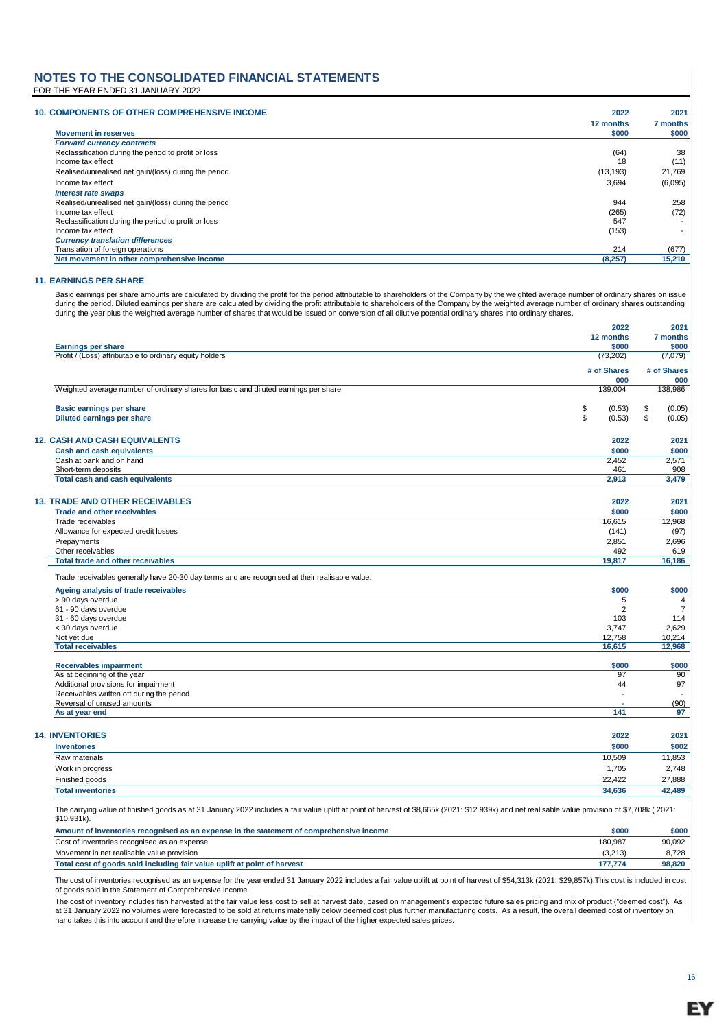# NOTES TO THE CONSOLIDATED FINANCIAL STATEMENTS

FOR THE YEAR ENDED 31 JANUARY 2022

## 10. COMPONENTS OF OTHER COMPREHENSIVE INCOME

| Movement in reserves | 2022<br>12 months<br>$000 | 2021<br>7 months<br>$000 |
|---|---|---|
| ***Forward currency contracts*** | | |
| Reclassification during the period to profit or loss | (64) | 38 |
| Income tax effect | 18 | (11) |
| Realised/unrealised net gain/(loss) during the period | (13,193) | 21,769 |
| Income tax effect | 3,694 | (6,095) |
| ***Interest rate swaps*** | | |
| Realised/unrealised net gain/(loss) during the period | 944 | 258 |
| Income tax effect | (265) | (72) |
| Reclassification during the period to profit or loss | 547 | - |
| Income tax effect | (153) | - |
| ***Currency translation differences*** | | |
| Translation of foreign operations | 214 | (677) |
| **Net movement in other comprehensive income** | **(8,257)** | **15,210** |

## 11. EARNINGS PER SHARE

Basic earnings per share amounts are calculated by dividing the profit for the period attributable to shareholders of the Company by the weighted average number of ordinary shares on issue during the period. Diluted earnings per share are calculated by dividing the profit attributable to shareholders of the Company by the weighted average number of ordinary shares outstanding during the year plus the weighted average number of shares that would be issued on conversion of all dilutive potential ordinary shares into ordinary shares.

| Earnings per share | 2022<br>12 months<br>$000 | 2021<br>7 months<br>$000 |
|---|---|---|
| Profit / (Loss) attributable to ordinary equity holders | (73,202) | (7,079) |
| | **# of Shares<br>000** | **# of Shares<br>000** |
| Weighted average number of ordinary shares for basic and diluted earnings per share | 139,004 | 138,986 |
| **Basic earnings per share** | $ (0.53) | $ (0.05) |
| **Diluted earnings per share** | $ (0.53) | $ (0.05) |

## 12. CASH AND CASH EQUIVALENTS

| Cash and cash equivalents | 2022<br>$000 | 2021<br>$000 |
|---|---|---|
| Cash at bank and on hand | 2,452 | 2,571 |
| Short-term deposits | 461 | 908 |
| **Total cash and cash equivalents** | **2,913** | **3,479** |

## 13. TRADE AND OTHER RECEIVABLES

| Trade and other receivables | 2022<br>$000 | 2021<br>$000 |
|---|---|---|
| Trade receivables | 16,615 | 12,968 |
| Allowance for expected credit losses | (141) | (97) |
| Prepayments | 2,851 | 2,696 |
| Other receivables | 492 | 619 |
| **Total trade and other receivables** | **19,817** | **16,186** |

Trade receivables generally have 20-30 day terms and are recognised at their realisable value.

| Ageing analysis of trade receivables | $000 | $000 |
|---|---|---|
| > 90 days overdue | 5 | 4 |
| 61 - 90 days overdue | 2 | 7 |
| 31 - 60 days overdue | 103 | 114 |
| < 30 days overdue | 3,747 | 2,629 |
| Not yet due | 12,758 | 10,214 |
| **Total receivables** | **16,615** | **12,968** |

| Receivables impairment | $000 | $000 |
|---|---|---|
| As at beginning of the year | 97 | 90 |
| Additional provisions for impairment | 44 | 97 |
| Receivables written off during the period | - | - |
| Reversal of unused amounts | - | (90) |
| **As at year end** | **141** | **97** |

## 14. INVENTORIES

| Inventories | 2022<br>$000 | 2021<br>$002 |
|---|---|---|
| Raw materials | 10,509 | 11,853 |
| Work in progress | 1,705 | 2,748 |
| Finished goods | 22,422 | 27,888 |
| **Total inventories** | **34,636** | **42,489** |

The carrying value of finished goods as at 31 January 2022 includes a fair value uplift at point of harvest of $8,665k (2021: $12.939k) and net realisable value provision of $7,708k ( 2021: $10,931k).

| Amount of inventories recognised as an expense in the statement of comprehensive income | $000 | $000 |
|---|---|---|
| Cost of inventories recognised as an expense | 180,987 | 90,092 |
| Movement in net realisable value provision | (3,213) | 8,728 |
| **Total cost of goods sold including fair value uplift at point of harvest** | **177,774** | **98,820** |

The cost of inventories recognised as an expense for the year ended 31 January 2022 includes a fair value uplift at point of harvest of $54,313k (2021: $29,857k).This cost is included in cost of goods sold in the Statement of Comprehensive Income.

The cost of inventory includes fish harvested at the fair value less cost to sell at harvest date, based on management's expected future sales pricing and mix of product ("deemed cost"). As at 31 January 2022 no volumes were forecasted to be sold at returns materially below deemed cost plus further manufacturing costs. As a result, the overall deemed cost of inventory on hand takes this into account and therefore increase the carrying value by the impact of the higher expected sales prices.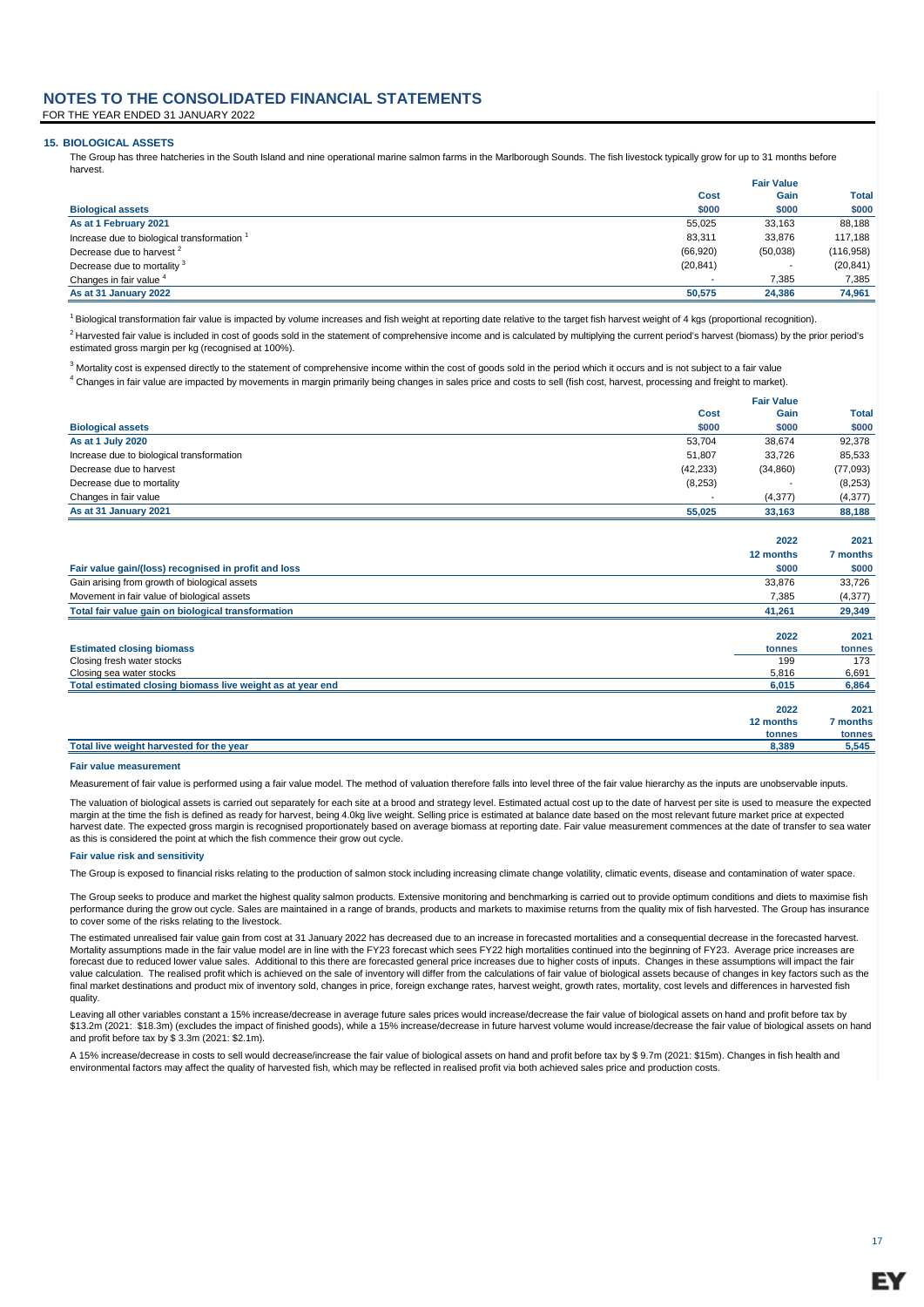# NOTES TO THE CONSOLIDATED FINANCIAL STATEMENTS

FOR THE YEAR ENDED 31 JANUARY 2022

## 15. BIOLOGICAL ASSETS

The Group has three hatcheries in the South Island and nine operational marine salmon farms in the Marlborough Sounds. The fish livestock typically grow for up to 31 months before harvest.

| | Cost | Fair Value Gain | Total |
|---|---|---|---|
| **Biological assets** | **\$000** | **\$000** | **\$000** |
| **As at 1 February 2021** | 55,025 | 33,163 | 88,188 |
| Increase due to biological transformation [1] | 83,311 | 33,876 | 117,188 |
| Decrease due to harvest [2] | (66,920) | (50,038) | (116,958) |
| Decrease due to mortality [3] | (20,841) | - | (20,841) |
| Changes in fair value [4] | - | 7,385 | 7,385 |
| **As at 31 January 2022** | **50,575** | **24,386** | **74,961** |

[1] Biological transformation fair value is impacted by volume increases and fish weight at reporting date relative to the target fish harvest weight of 4 kgs (proportional recognition).

[2] Harvested fair value is included in cost of goods sold in the statement of comprehensive income and is calculated by multiplying the current period's harvest (biomass) by the prior period's estimated gross margin per kg (recognised at 100%).

[3] Mortality cost is expensed directly to the statement of comprehensive income within the cost of goods sold in the period which it occurs and is not subject to a fair value

[4] Changes in fair value are impacted by movements in margin primarily being changes in sales price and costs to sell (fish cost, harvest, processing and freight to market).

| | Cost | Fair Value Gain | Total |
|---|---|---|---|
| **Biological assets** | **\$000** | **\$000** | **\$000** |
| **As at 1 July 2020** | 53,704 | 38,674 | 92,378 |
| Increase due to biological transformation | 51,807 | 33,726 | 85,533 |
| Decrease due to harvest | (42,233) | (34,860) | (77,093) |
| Decrease due to mortality | (8,253) | - | (8,253) |
| Changes in fair value | - | (4,377) | (4,377) |
| **As at 31 January 2021** | **55,025** | **33,163** | **88,188** |

| | 2022 | 2021 |
|---|---|---|
| | 12 months | 7 months |
| **Fair value gain/(loss) recognised in profit and loss** | **\$000** | **\$000** |
| Gain arising from growth of biological assets | 33,876 | 33,726 |
| Movement in fair value of biological assets | 7,385 | (4,377) |
| **Total fair value gain on biological transformation** | **41,261** | **29,349** |

| | 2022 | 2021 |
|---|---|---|
| **Estimated closing biomass** | **tonnes** | **tonnes** |
| Closing fresh water stocks | 199 | 173 |
| Closing sea water stocks | 5,816 | 6,691 |
| **Total estimated closing biomass live weight as at year end** | **6,015** | **6,864** |

| | 2022 | 2021 |
|---|---|---|
| | 12 months | 7 months |
| | tonnes | tonnes |
| **Total live weight harvested for the year** | **8,389** | **5,545** |

### Fair value measurement

Measurement of fair value is performed using a fair value model. The method of valuation therefore falls into level three of the fair value hierarchy as the inputs are unobservable inputs.

The valuation of biological assets is carried out separately for each site at a brood and strategy level. Estimated actual cost up to the date of harvest per site is used to measure the expected margin at the time the fish is defined as ready for harvest, being 4.0kg live weight. Selling price is estimated at balance date based on the most relevant future market price at expected harvest date. The expected gross margin is recognised proportionately based on average biomass at reporting date. Fair value measurement commences at the date of transfer to sea water as this is considered the point at which the fish commence their grow out cycle.

### Fair value risk and sensitivity

The Group is exposed to financial risks relating to the production of salmon stock including increasing climate change volatility, climatic events, disease and contamination of water space.

The Group seeks to produce and market the highest quality salmon products. Extensive monitoring and benchmarking is carried out to provide optimum conditions and diets to maximise fish performance during the grow out cycle. Sales are maintained in a range of brands, products and markets to maximise returns from the quality mix of fish harvested. The Group has insurance to cover some of the risks relating to the livestock.

The estimated unrealised fair value gain from cost at 31 January 2022 has decreased due to an increase in forecasted mortalities and a consequential decrease in the forecasted harvest. Mortality assumptions made in the fair value model are in line with the FY23 forecast which sees FY22 high mortalities continued into the beginning of FY23. Average price increases are forecast due to reduced lower value sales. Additional to this there are forecasted general price increases due to higher costs of inputs. Changes in these assumptions will impact the fair value calculation. The realised profit which is achieved on the sale of inventory will differ from the calculations of fair value of biological assets because of changes in key factors such as the final market destinations and product mix of inventory sold, changes in price, foreign exchange rates, harvest weight, growth rates, mortality, cost levels and differences in harvested fish quality.

Leaving all other variables constant a 15% increase/decrease in average future sales prices would increase/decrease the fair value of biological assets on hand and profit before tax by \$13.2m (2021: \$18.3m) (excludes the impact of finished goods), while a 15% increase/decrease in future harvest volume would increase/decrease the fair value of biological assets on hand and profit before tax by \$ 3.3m (2021: \$2.1m).

A 15% increase/decrease in costs to sell would decrease/increase the fair value of biological assets on hand and profit before tax by \$ 9.7m (2021: \$15m). Changes in fish health and environmental factors may affect the quality of harvested fish, which may be reflected in realised profit via both achieved sales price and production costs.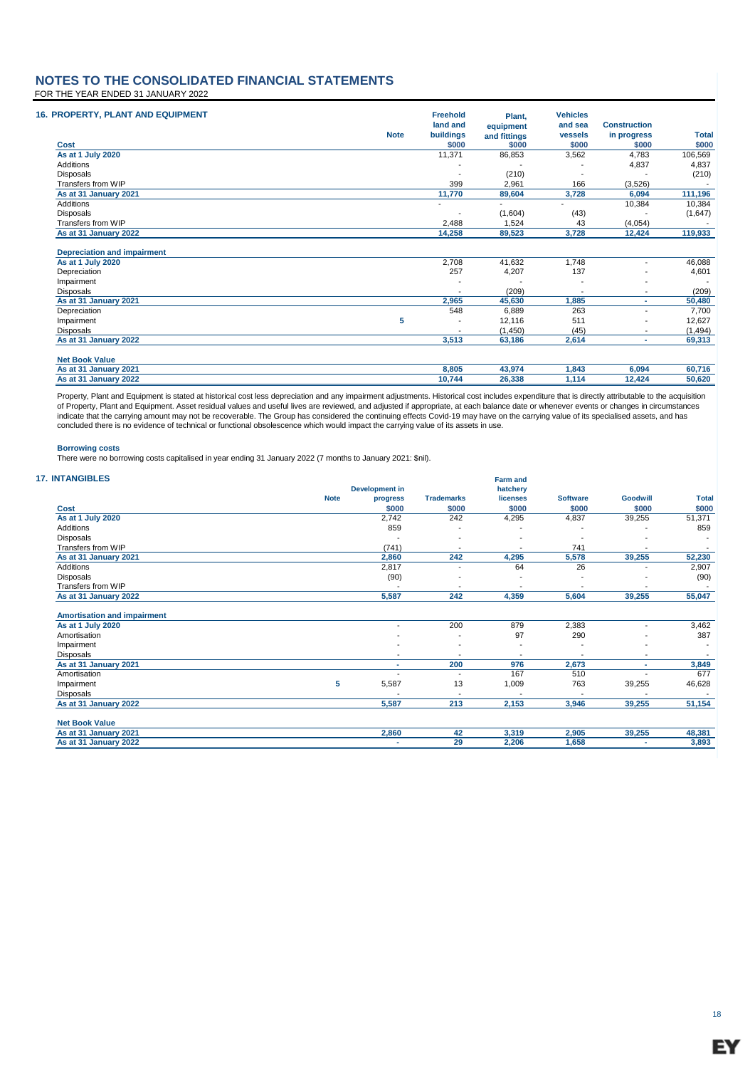# NOTES TO THE CONSOLIDATED FINANCIAL STATEMENTS

FOR THE YEAR ENDED 31 JANUARY 2022

## 16. PROPERTY, PLANT AND EQUIPMENT

| Cost | Note | Freehold land and buildings $000 | Plant, equipment and fittings $000 | Vehicles and sea vessels $000 | Construction in progress $000 | Total $000 |
|---|---|---|---|---|---|---|
| **As at 1 July 2020** | | 11,371 | 86,853 | 3,562 | 4,783 | 106,569 |
| Additions | | - | - | - | 4,837 | 4,837 |
| Disposals | | - | (210) | - | - | (210) |
| Transfers from WIP | | 399 | 2,961 | 166 | (3,526) | - |
| **As at 31 January 2021** | | **11,770** | **89,604** | **3,728** | **6,094** | **111,196** |
| Additions | | - | - | - | 10,384 | 10,384 |
| Disposals | | - | (1,604) | (43) | - | (1,647) |
| Transfers from WIP | | 2,488 | 1,524 | 43 | (4,054) | - |
| **As at 31 January 2022** | | **14,258** | **89,523** | **3,728** | **12,424** | **119,933** |
| | | | | | | |
| **Depreciation and impairment** | | | | | | |
| **As at 1 July 2020** | | 2,708 | 41,632 | 1,748 | - | 46,088 |
| Depreciation | | 257 | 4,207 | 137 | - | 4,601 |
| Impairment | | - | - | - | - | - |
| Disposals | | - | (209) | - | - | (209) |
| **As at 31 January 2021** | | **2,965** | **45,630** | **1,885** | **-** | **50,480** |
| Depreciation | | 548 | 6,889 | 263 | - | 7,700 |
| Impairment | 5 | - | 12,116 | 511 | - | 12,627 |
| Disposals | | - | (1,450) | (45) | - | (1,494) |
| **As at 31 January 2022** | | **3,513** | **63,186** | **2,614** | **-** | **69,313** |
| | | | | | | |
| **Net Book Value** | | | | | | |
| **As at 31 January 2021** | | **8,805** | **43,974** | **1,843** | **6,094** | **60,716** |
| **As at 31 January 2022** | | **10,744** | **26,338** | **1,114** | **12,424** | **50,620** |

Property, Plant and Equipment is stated at historical cost less depreciation and any impairment adjustments. Historical cost includes expenditure that is directly attributable to the acquisition of Property, Plant and Equipment. Asset residual values and useful lives are reviewed, and adjusted if appropriate, at each balance date or whenever events or changes in circumstances indicate that the carrying amount may not be recoverable. The Group has considered the continuing effects Covid-19 may have on the carrying value of its specialised assets, and has concluded there is no evidence of technical or functional obsolescence which would impact the carrying value of its assets in use.

**Borrowing costs**

There were no borrowing costs capitalised in year ending 31 January 2022 (7 months to January 2021: $nil).

## 17. INTANGIBLES

| Cost | Note | Development in progress $000 | Trademarks $000 | Farm and hatchery licenses $000 | Software $000 | Goodwill $000 | Total $000 |
|---|---|---|---|---|---|---|---|
| **As at 1 July 2020** | | 2,742 | 242 | 4,295 | 4,837 | 39,255 | 51,371 |
| Additions | | 859 | - | - | - | - | 859 |
| Disposals | | - | - | - | - | - | - |
| Transfers from WIP | | (741) | - | - | 741 | - | - |
| **As at 31 January 2021** | | **2,860** | **242** | **4,295** | **5,578** | **39,255** | **52,230** |
| Additions | | 2,817 | - | 64 | 26 | - | 2,907 |
| Disposals | | (90) | - | - | - | - | (90) |
| Transfers from WIP | | - | - | - | - | - | - |
| **As at 31 January 2022** | | **5,587** | **242** | **4,359** | **5,604** | **39,255** | **55,047** |
| | | | | | | | |
| **Amortisation and impairment** | | | | | | | |
| **As at 1 July 2020** | | - | 200 | 879 | 2,383 | - | 3,462 |
| Amortisation | | - | - | 97 | 290 | - | 387 |
| Impairment | | - | - | - | - | - | - |
| Disposals | | - | - | - | - | - | - |
| **As at 31 January 2021** | | **-** | **200** | **976** | **2,673** | **-** | **3,849** |
| Amortisation | | - | - | 167 | 510 | - | 677 |
| Impairment | 5 | 5,587 | 13 | 1,009 | 763 | 39,255 | 46,628 |
| Disposals | | - | - | - | - | - | - |
| **As at 31 January 2022** | | **5,587** | **213** | **2,153** | **3,946** | **39,255** | **51,154** |
| | | | | | | | |
| **Net Book Value** | | | | | | | |
| **As at 31 January 2021** | | **2,860** | **42** | **3,319** | **2,905** | **39,255** | **48,381** |
| **As at 31 January 2022** | | **-** | **29** | **2,206** | **1,658** | **-** | **3,893** |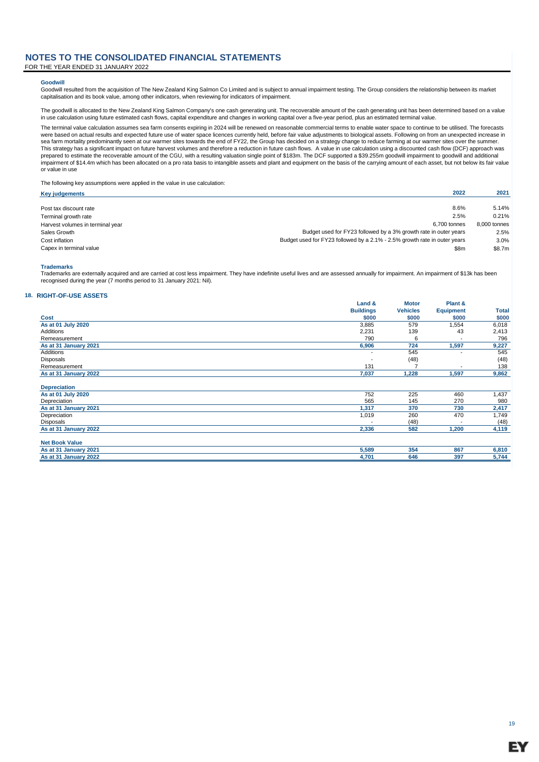# NOTES TO THE CONSOLIDATED FINANCIAL STATEMENTS

FOR THE YEAR ENDED 31 JANUARY 2022

### Goodwill

Goodwill resulted from the acquisition of The New Zealand King Salmon Co Limited and is subject to annual impairment testing. The Group considers the relationship between its market capitalisation and its book value, among other indicators, when reviewing for indicators of impairment.

The goodwill is allocated to the New Zealand King Salmon Company's one cash generating unit. The recoverable amount of the cash generating unit has been determined based on a value in use calculation using future estimated cash flows, capital expenditure and changes in working capital over a five-year period, plus an estimated terminal value.

The terminal value calculation assumes sea farm consents expiring in 2024 will be renewed on reasonable commercial terms to enable water space to continue to be utilised. The forecasts were based on actual results and expected future use of water space licences currently held, before fair value adjustments to biological assets. Following on from an unexpected increase in sea farm mortality predominantly seen at our warmer sites towards the end of FY22, the Group has decided on a strategy change to reduce farming at our warmer sites over the summer. This strategy has a significant impact on future harvest volumes and therefore a reduction in future cash flows. A value in use calculation using a discounted cash flow (DCF) approach was prepared to estimate the recoverable amount of the CGU, with a resulting valuation single point of $183m. The DCF supported a $39.255m goodwill impairment to goodwill and additional impairment of $14.4m which has been allocated on a pro rata basis to intangible assets and plant and equipment on the basis of the carrying amount of each asset, but not below its fair value or value in use

The following key assumptions were applied in the value in use calculation:

| Key judgements | 2022 | 2021 |
|---|---|---|
| Post tax discount rate | 8.6% | 5.14% |
| Terminal growth rate | 2.5% | 0.21% |
| Harvest volumes in terminal year | 6,700 tonnes | 8,000 tonnes |
| Sales Growth | Budget used for FY23 followed by a 3% growth rate in outer years | 2.5% |
| Cost inflation | Budget used for FY23 followed by a 2.1% - 2.5% growth rate in outer years | 3.0% |
| Capex in terminal value | $8m | $8.7m |

### Trademarks

Trademarks are externally acquired and are carried at cost less impairment. They have indefinite useful lives and are assessed annually for impairment. An impairment of $13k has been recognised during the year (7 months period to 31 January 2021: Nil).

## 18. RIGHT-OF-USE ASSETS

| Cost | Land & Buildings $000 | Motor Vehicles $000 | Plant & Equipment $000 | Total $000 |
|---|---|---|---|---|
| **As at 01 July 2020** | 3,885 | 579 | 1,554 | 6,018 |
| Additions | 2,231 | 139 | 43 | 2,413 |
| Remeasurement | 790 | 6 | - | 796 |
| **As at 31 January 2021** | **6,906** | **724** | **1,597** | **9,227** |
| Additions | - | 545 | - | 545 |
| Disposals | - | (48) | | (48) |
| Remeasurement | 131 | 7 | - | 138 |
| **As at 31 January 2022** | **7,037** | **1,228** | **1,597** | **9,862** |
| **Depreciation** | | | | |
| **As at 01 July 2020** | 752 | 225 | 460 | 1,437 |
| Depreciation | 565 | 145 | 270 | 980 |
| **As at 31 January 2021** | **1,317** | **370** | **730** | **2,417** |
| Depreciation | 1,019 | 260 | 470 | 1,749 |
| Disposals | - | (48) | - | (48) |
| **As at 31 January 2022** | **2,336** | **582** | **1,200** | **4,119** |
| **Net Book Value** | | | | |
| **As at 31 January 2021** | **5,589** | **354** | **867** | **6,810** |
| **As at 31 January 2022** | **4,701** | **646** | **397** | **5,744** |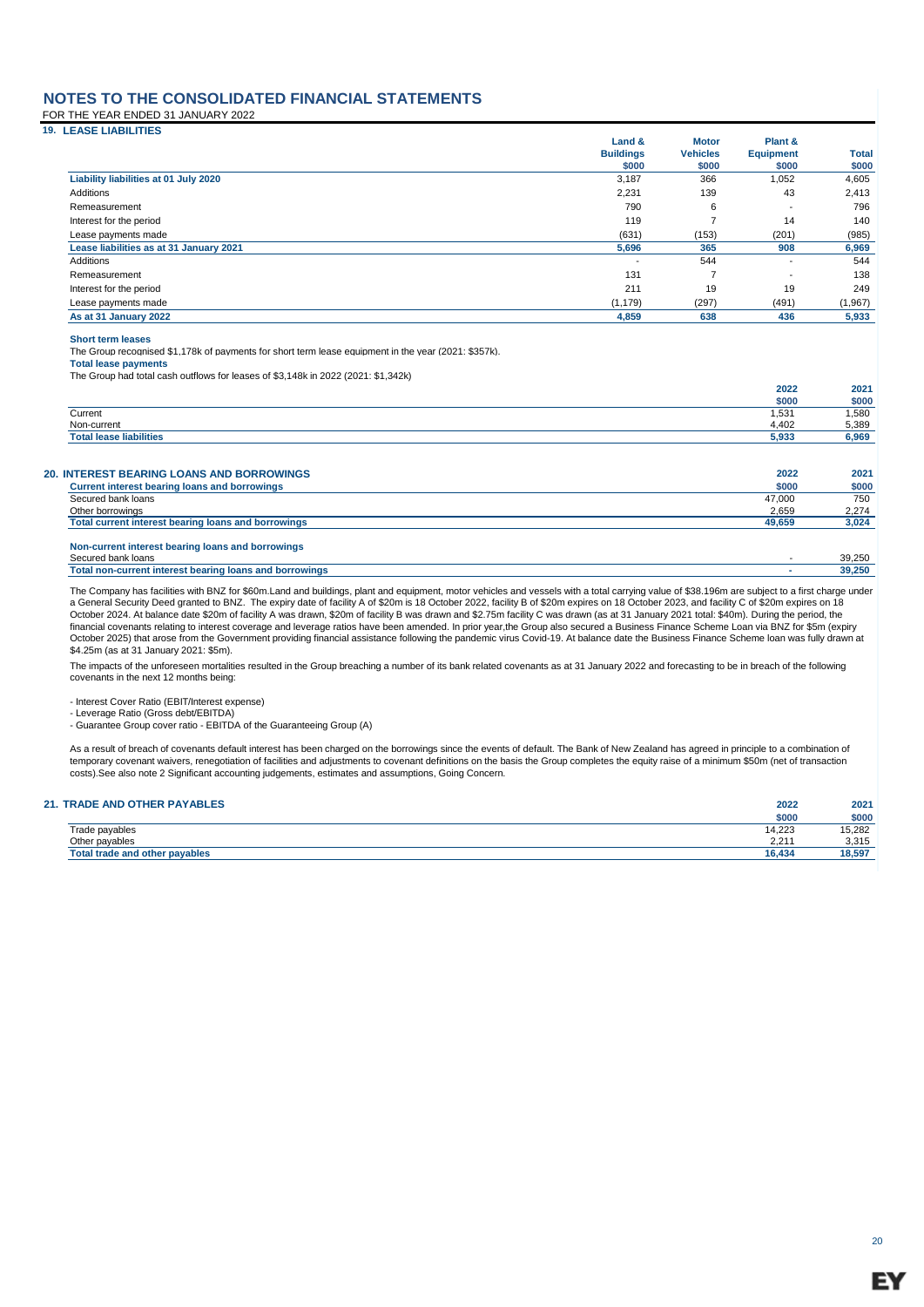# NOTES TO THE CONSOLIDATED FINANCIAL STATEMENTS

FOR THE YEAR ENDED 31 JANUARY 2022

## 19. LEASE LIABILITIES

| | Land & Buildings $000 | Motor Vehicles $000 | Plant & Equipment $000 | Total $000 |
|---|---|---|---|---|
| **Liability liabilities at 01 July 2020** | 3,187 | 366 | 1,052 | 4,605 |
| Additions | 2,231 | 139 | 43 | 2,413 |
| Remeasurement | 790 | 6 | - | 796 |
| Interest for the period | 119 | 7 | 14 | 140 |
| Lease payments made | (631) | (153) | (201) | (985) |
| **Lease liabilities as at 31 January 2021** | **5,696** | **365** | **908** | **6,969** |
| Additions | - | 544 | - | 544 |
| Remeasurement | 131 | 7 | - | 138 |
| Interest for the period | 211 | 19 | 19 | 249 |
| Lease payments made | (1,179) | (297) | (491) | (1,967) |
| **As at 31 January 2022** | **4,859** | **638** | **436** | **5,933** |

**Short term leases**

The Group recognised $1,178k of payments for short term lease equipment in the year (2021: $357k).

**Total lease payments**

The Group had total cash outflows for leases of $3,148k in 2022 (2021: $1,342k)

| | 2022 $000 | 2021 $000 |
|---|---|---|
| Current | 1,531 | 1,580 |
| Non-current | 4,402 | 5,389 |
| **Total lease liabilities** | **5,933** | **6,969** |

## 20. INTEREST BEARING LOANS AND BORROWINGS

| | 2022 $000 | 2021 $000 |
|---|---|---|
| **Current interest bearing loans and borrowings** | | |
| Secured bank loans | 47,000 | 750 |
| Other borrowings | 2,659 | 2,274 |
| **Total current interest bearing loans and borrowings** | **49,659** | **3,024** |
| | | |
| **Non-current interest bearing loans and borrowings** | | |
| Secured bank loans | - | 39,250 |
| **Total non-current interest bearing loans and borrowings** | **-** | **39,250** |

The Company has facilities with BNZ for $60m.Land and buildings, plant and equipment, motor vehicles and vessels with a total carrying value of $38.196m are subject to a first charge under a General Security Deed granted to BNZ. The expiry date of facility A of $20m is 18 October 2022, facility B of $20m expires on 18 October 2023, and facility C of $20m expires on 18 October 2024. At balance date $20m of facility A was drawn, $20m of facility B was drawn and $2.75m facility C was drawn (as at 31 January 2021 total: $40m). During the period, the financial covenants relating to interest coverage and leverage ratios have been amended. In prior year,the Group also secured a Business Finance Scheme Loan via BNZ for $5m (expiry October 2025) that arose from the Government providing financial assistance following the pandemic virus Covid-19. At balance date the Business Finance Scheme loan was fully drawn at $4.25m (as at 31 January 2021: $5m).

The impacts of the unforeseen mortalities resulted in the Group breaching a number of its bank related covenants as at 31 January 2022 and forecasting to be in breach of the following covenants in the next 12 months being:

- Interest Cover Ratio (EBIT/Interest expense)
- Leverage Ratio (Gross debt/EBITDA)
- Guarantee Group cover ratio - EBITDA of the Guaranteeing Group (A)

As a result of breach of covenants default interest has been charged on the borrowings since the events of default. The Bank of New Zealand has agreed in principle to a combination of temporary covenant waivers, renegotiation of facilities and adjustments to covenant definitions on the basis the Group completes the equity raise of a minimum $50m (net of transaction costs).See also note 2 Significant accounting judgements, estimates and assumptions, Going Concern.

## 21. TRADE AND OTHER PAYABLES

| | 2022 $000 | 2021 $000 |
|---|---|---|
| Trade payables | 14,223 | 15,282 |
| Other payables | 2,211 | 3,315 |
| **Total trade and other payables** | **16,434** | **18,597** |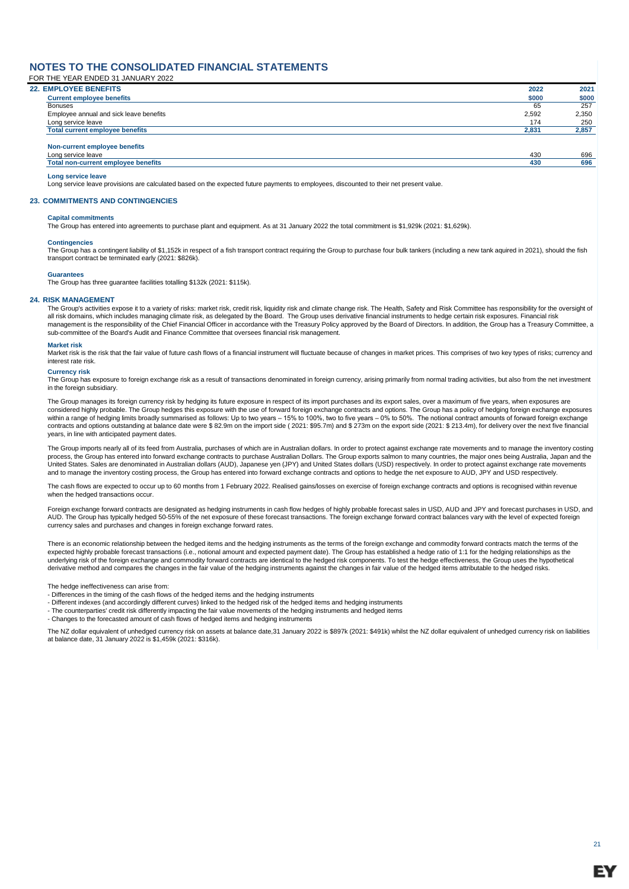# NOTES TO THE CONSOLIDATED FINANCIAL STATEMENTS

FOR THE YEAR ENDED 31 JANUARY 2022

## 22. EMPLOYEE BENEFITS

| | 2022 | 2021 |
|---|---|---|
| **Current employee benefits** | **$000** | **$000** |
| Bonuses | 65 | 257 |
| Employee annual and sick leave benefits | 2,592 | 2,350 |
| Long service leave | 174 | 250 |
| **Total current employee benefits** | **2,831** | **2,857** |
| | | |
| **Non-current employee benefits** | | |
| Long service leave | 430 | 696 |
| **Total non-current employee benefits** | **430** | **696** |

**Long service leave**

Long service leave provisions are calculated based on the expected future payments to employees, discounted to their net present value.

## 23. COMMITMENTS AND CONTINGENCIES

**Capital commitments**

The Group has entered into agreements to purchase plant and equipment. As at 31 January 2022 the total commitment is $1,929k (2021: $1,629k).

**Contingencies**

The Group has a contingent liability of $1,152k in respect of a fish transport contract requiring the Group to purchase four bulk tankers (including a new tank aquired in 2021), should the fish transport contract be terminated early (2021: $826k).

**Guarantees**

The Group has three guarantee facilities totalling $132k (2021: $115k).

## 24. RISK MANAGEMENT

The Group's activities expose it to a variety of risks: market risk, credit risk, liquidity risk and climate change risk. The Health, Safety and Risk Committee has responsibility for the oversight of all risk domains, which includes managing climate risk, as delegated by the Board. The Group uses derivative financial instruments to hedge certain risk exposures. Financial risk management is the responsibility of the Chief Financial Officer in accordance with the Treasury Policy approved by the Board of Directors. In addition, the Group has a Treasury Committee, a sub-committee of the Board's Audit and Finance Committee that oversees financial risk management.

**Market risk**

Market risk is the risk that the fair value of future cash flows of a financial instrument will fluctuate because of changes in market prices. This comprises of two key types of risks; currency and interest rate risk.

**Currency risk**

The Group has exposure to foreign exchange risk as a result of transactions denominated in foreign currency, arising primarily from normal trading activities, but also from the net investment in the foreign subsidiary.

The Group manages its foreign currency risk by hedging its future exposure in respect of its import purchases and its export sales, over a maximum of five years, when exposures are considered highly probable. The Group hedges this exposure with the use of forward foreign exchange contracts and options. The Group has a policy of hedging foreign exchange exposures within a range of hedging limits broadly summarised as follows: Up to two years – 15% to 100%, two to five years – 0% to 50%. The notional contract amounts of forward foreign exchange contracts and options outstanding at balance date were $ 82.9m on the import side ( 2021: $95.7m) and $ 273m on the export side (2021: $ 213.4m), for delivery over the next five financial years, in line with anticipated payment dates.

The Group imports nearly all of its feed from Australia, purchases of which are in Australian dollars. In order to protect against exchange rate movements and to manage the inventory costing process, the Group has entered into forward exchange contracts to purchase Australian Dollars. The Group exports salmon to many countries, the major ones being Australia, Japan and the United States. Sales are denominated in Australian dollars (AUD), Japanese yen (JPY) and United States dollars (USD) respectively. In order to protect against exchange rate movements and to manage the inventory costing process, the Group has entered into forward exchange contracts and options to hedge the net exposure to AUD, JPY and USD respectively.

The cash flows are expected to occur up to 60 months from 1 February 2022. Realised gains/losses on exercise of foreign exchange contracts and options is recognised within revenue when the hedged transactions occur.

Foreign exchange forward contracts are designated as hedging instruments in cash flow hedges of highly probable forecast sales in USD, AUD and JPY and forecast purchases in USD, and AUD. The Group has typically hedged 50-55% of the net exposure of these forecast transactions. The foreign exchange forward contract balances vary with the level of expected foreign currency sales and purchases and changes in foreign exchange forward rates.

There is an economic relationship between the hedged items and the hedging instruments as the terms of the foreign exchange and commodity forward contracts match the terms of the expected highly probable forecast transactions (i.e., notional amount and expected payment date). The Group has established a hedge ratio of 1:1 for the hedging relationships as the underlying risk of the foreign exchange and commodity forward contracts are identical to the hedged risk components. To test the hedge effectiveness, the Group uses the hypothetical derivative method and compares the changes in the fair value of the hedging instruments against the changes in fair value of the hedged items attributable to the hedged risks.

The hedge ineffectiveness can arise from:

- Differences in the timing of the cash flows of the hedged items and the hedging instruments
- Different indexes (and accordingly different curves) linked to the hedged risk of the hedged items and hedging instruments
- The counterparties' credit risk differently impacting the fair value movements of the hedging instruments and hedged items
- Changes to the forecasted amount of cash flows of hedged items and hedging instruments

The NZ dollar equivalent of unhedged currency risk on assets at balance date,31 January 2022 is $897k (2021: $491k) whilst the NZ dollar equivalent of unhedged currency risk on liabilities at balance date, 31 January 2022 is $1,459k (2021: $316k).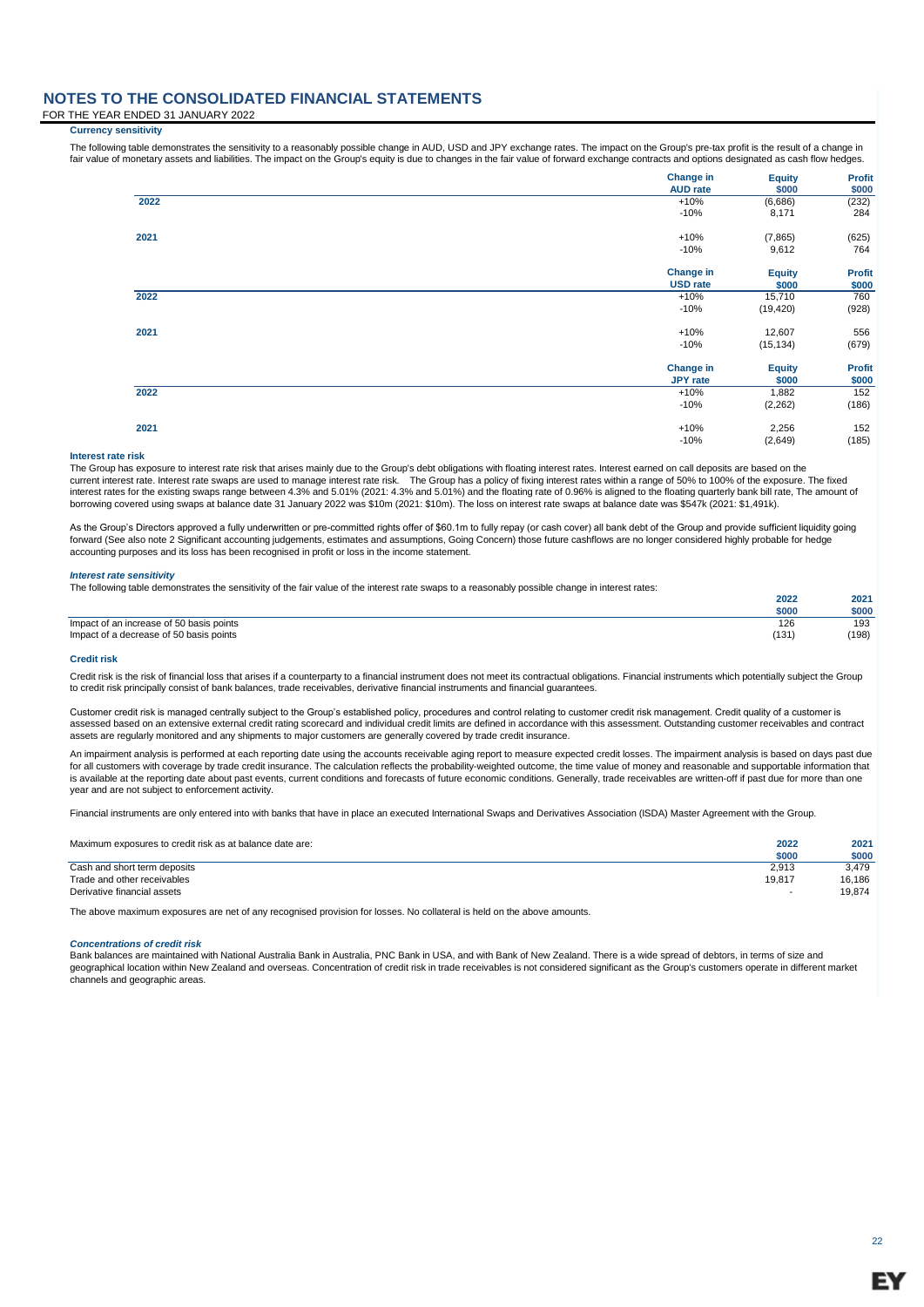# NOTES TO THE CONSOLIDATED FINANCIAL STATEMENTS

FOR THE YEAR ENDED 31 JANUARY 2022

**Currency sensitivity**

The following table demonstrates the sensitivity to a reasonably possible change in AUD, USD and JPY exchange rates. The impact on the Group's pre-tax profit is the result of a change in fair value of monetary assets and liabilities. The impact on the Group's equity is due to changes in the fair value of forward exchange contracts and options designated as cash flow hedges.

| | Change in AUD rate | Equity $000 | Profit $000 |
|---|---|---|---|
| **2022** | +10% | (6,686) | (232) |
| | -10% | 8,171 | 284 |
| **2021** | +10% | (7,865) | (625) |
| | -10% | 9,612 | 764 |

| | Change in USD rate | Equity $000 | Profit $000 |
|---|---|---|---|
| **2022** | +10% | 15,710 | 760 |
| | -10% | (19,420) | (928) |
| **2021** | +10% | 12,607 | 556 |
| | -10% | (15,134) | (679) |

| | Change in JPY rate | Equity $000 | Profit $000 |
|---|---|---|---|
| **2022** | +10% | 1,882 | 152 |
| | -10% | (2,262) | (186) |
| **2021** | +10% | 2,256 | 152 |
| | -10% | (2,649) | (185) |

**Interest rate risk**

The Group has exposure to interest rate risk that arises mainly due to the Group's debt obligations with floating interest rates. Interest earned on call deposits are based on the current interest rate. Interest rate swaps are used to manage interest rate risk. The Group has a policy of fixing interest rates within a range of 50% to 100% of the exposure. The fixed interest rates for the existing swaps range between 4.3% and 5.01% (2021: 4.3% and 5.01%) and the floating rate of 0.96% is aligned to the floating quarterly bank bill rate, The amount of borrowing covered using swaps at balance date 31 January 2022 was $10m (2021: $10m). The loss on interest rate swaps at balance date was $547k (2021: $1,491k).

As the Group's Directors approved a fully underwritten or pre-committed rights offer of $60.1m to fully repay (or cash cover) all bank debt of the Group and provide sufficient liquidity going forward (See also note 2 Significant accounting judgements, estimates and assumptions, Going Concern) those future cashflows are no longer considered highly probable for hedge accounting purposes and its loss has been recognised in profit or loss in the income statement.

***Interest rate sensitivity***

The following table demonstrates the sensitivity of the fair value of the interest rate swaps to a reasonably possible change in interest rates:

| | 2022 $000 | 2021 $000 |
|---|---|---|
| Impact of an increase of 50 basis points | 126 | 193 |
| Impact of a decrease of 50 basis points | (131) | (198) |

**Credit risk**

Credit risk is the risk of financial loss that arises if a counterparty to a financial instrument does not meet its contractual obligations. Financial instruments which potentially subject the Group to credit risk principally consist of bank balances, trade receivables, derivative financial instruments and financial guarantees.

Customer credit risk is managed centrally subject to the Group's established policy, procedures and control relating to customer credit risk management. Credit quality of a customer is assessed based on an extensive external credit rating scorecard and individual credit limits are defined in accordance with this assessment. Outstanding customer receivables and contract assets are regularly monitored and any shipments to major customers are generally covered by trade credit insurance.

An impairment analysis is performed at each reporting date using the accounts receivable aging report to measure expected credit losses. The impairment analysis is based on days past due for all customers with coverage by trade credit insurance. The calculation reflects the probability-weighted outcome, the time value of money and reasonable and supportable information that is available at the reporting date about past events, current conditions and forecasts of future economic conditions. Generally, trade receivables are written-off if past due for more than one year and are not subject to enforcement activity.

Financial instruments are only entered into with banks that have in place an executed International Swaps and Derivatives Association (ISDA) Master Agreement with the Group.

| Maximum exposures to credit risk as at balance date are: | 2022 $000 | 2021 $000 |
|---|---|---|
| Cash and short term deposits | 2,913 | 3,479 |
| Trade and other receivables | 19,817 | 16,186 |
| Derivative financial assets | - | 19,874 |

The above maximum exposures are net of any recognised provision for losses. No collateral is held on the above amounts.

***Concentrations of credit risk***

Bank balances are maintained with National Australia Bank in Australia, PNC Bank in USA, and with Bank of New Zealand. There is a wide spread of debtors, in terms of size and geographical location within New Zealand and overseas. Concentration of credit risk in trade receivables is not considered significant as the Group's customers operate in different market channels and geographic areas.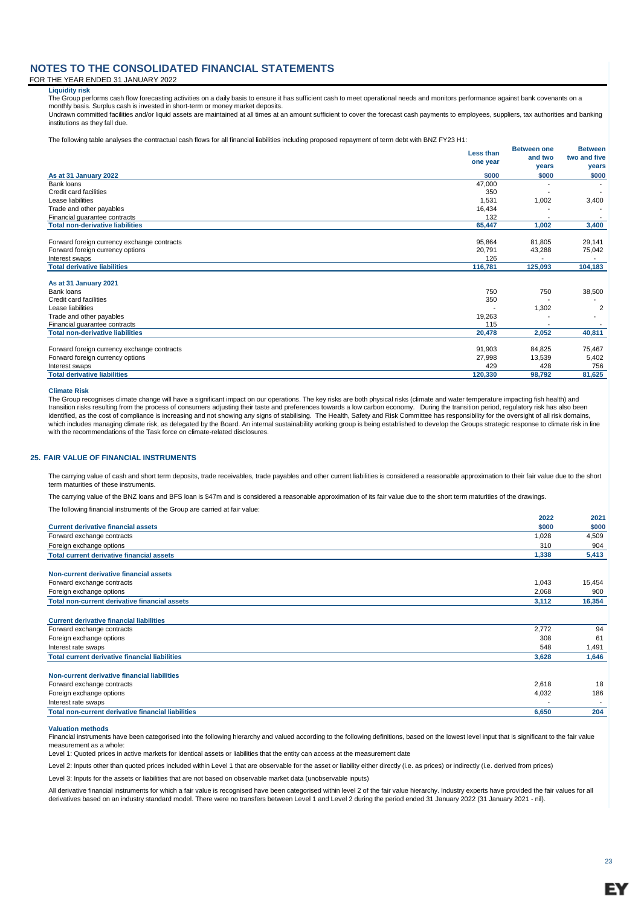## NOTES TO THE CONSOLIDATED FINANCIAL STATEMENTS

FOR THE YEAR ENDED 31 JANUARY 2022

**Liquidity risk**

The Group performs cash flow forecasting activities on a daily basis to ensure it has sufficient cash to meet operational needs and monitors performance against bank covenants on a monthly basis. Surplus cash is invested in short-term or money market deposits.

Undrawn committed facilities and/or liquid assets are maintained at all times at an amount sufficient to cover the forecast cash payments to employees, suppliers, tax authorities and banking institutions as they fall due.

The following table analyses the contractual cash flows for all financial liabilities including proposed repayment of term debt with BNZ FY23 H1:

| | Less than one year | Between one and two years | Between two and five years |
|---|---|---|---|
| **As at 31 January 2022** | **$000** | **$000** | **$000** |
| Bank loans | 47,000 | - | - |
| Credit card facilities | 350 | - | - |
| Lease liabilities | 1,531 | 1,002 | 3,400 |
| Trade and other payables | 16,434 | - | - |
| Financial guarantee contracts | 132 | - | - |
| **Total non-derivative liabilities** | **65,447** | **1,002** | **3,400** |
| | | | |
| Forward foreign currency exchange contracts | 95,864 | 81,805 | 29,141 |
| Forward foreign currency options | 20,791 | 43,288 | 75,042 |
| Interest swaps | 126 | - | - |
| **Total derivative liabilities** | **116,781** | **125,093** | **104,183** |
| | | | |
| **As at 31 January 2021** | | | |
| Bank loans | 750 | 750 | 38,500 |
| Credit card facilities | 350 | - | - |
| Lease liabilities | - | 1,302 | 2 |
| Trade and other payables | 19,263 | - | - |
| Financial guarantee contracts | 115 | - | - |
| **Total non-derivative liabilities** | **20,478** | **2,052** | **40,811** |
| | | | |
| Forward foreign currency exchange contracts | 91,903 | 84,825 | 75,467 |
| Forward foreign currency options | 27,998 | 13,539 | 5,402 |
| Interest swaps | 429 | 428 | 756 |
| **Total derivative liabilities** | **120,330** | **98,792** | **81,625** |

**Climate Risk**

The Group recognises climate change will have a significant impact on our operations. The key risks are both physical risks (climate and water temperature impacting fish health) and transition risks resulting from the process of consumers adjusting their taste and preferences towards a low carbon economy. During the transition period, regulatory risk has also been identified, as the cost of compliance is increasing and not showing any signs of stabilising. The Health, Safety and Risk Committee has responsibility for the oversight of all risk domains, which includes managing climate risk, as delegated by the Board. An internal sustainability working group is being established to develop the Groups strategic response to climate risk in line with the recommendations of the Task force on climate-related disclosures.

## 25. FAIR VALUE OF FINANCIAL INSTRUMENTS

The carrying value of cash and short term deposits, trade receivables, trade payables and other current liabilities is considered a reasonable approximation to their fair value due to the short term maturities of these instruments.

The carrying value of the BNZ loans and BFS loan is $47m and is considered a reasonable approximation of its fair value due to the short term maturities of the drawings.

The following financial instruments of the Group are carried at fair value:

| | 2022 | 2021 |
|---|---|---|
| **Current derivative financial assets** | **$000** | **$000** |
| Forward exchange contracts | 1,028 | 4,509 |
| Foreign exchange options | 310 | 904 |
| **Total current derivative financial assets** | **1,338** | **5,413** |
| | | |
| **Non-current derivative financial assets** | | |
| Forward exchange contracts | 1,043 | 15,454 |
| Foreign exchange options | 2,068 | 900 |
| **Total non-current derivative financial assets** | **3,112** | **16,354** |
| | | |
| **Current derivative financial liabilities** | | |
| Forward exchange contracts | 2,772 | 94 |
| Foreign exchange options | 308 | 61 |
| Interest rate swaps | 548 | 1,491 |
| **Total current derivative financial liabilities** | **3,628** | **1,646** |
| | | |
| **Non-current derivative financial liabilities** | | |
| Forward exchange contracts | 2,618 | 18 |
| Foreign exchange options | 4,032 | 186 |
| Interest rate swaps | - | - |
| **Total non-current derivative financial liabilities** | **6,650** | **204** |

**Valuation methods**

Financial instruments have been categorised into the following hierarchy and valued according to the following definitions, based on the lowest level input that is significant to the fair value measurement as a whole:

Level 1: Quoted prices in active markets for identical assets or liabilities that the entity can access at the measurement date

Level 2: Inputs other than quoted prices included within Level 1 that are observable for the asset or liability either directly (i.e. as prices) or indirectly (i.e. derived from prices)

Level 3: Inputs for the assets or liabilities that are not based on observable market data (unobservable inputs)

All derivative financial instruments for which a fair value is recognised have been categorised within level 2 of the fair value hierarchy. Industry experts have provided the fair values for all derivatives based on an industry standard model. There were no transfers between Level 1 and Level 2 during the period ended 31 January 2022 (31 January 2021 - nil).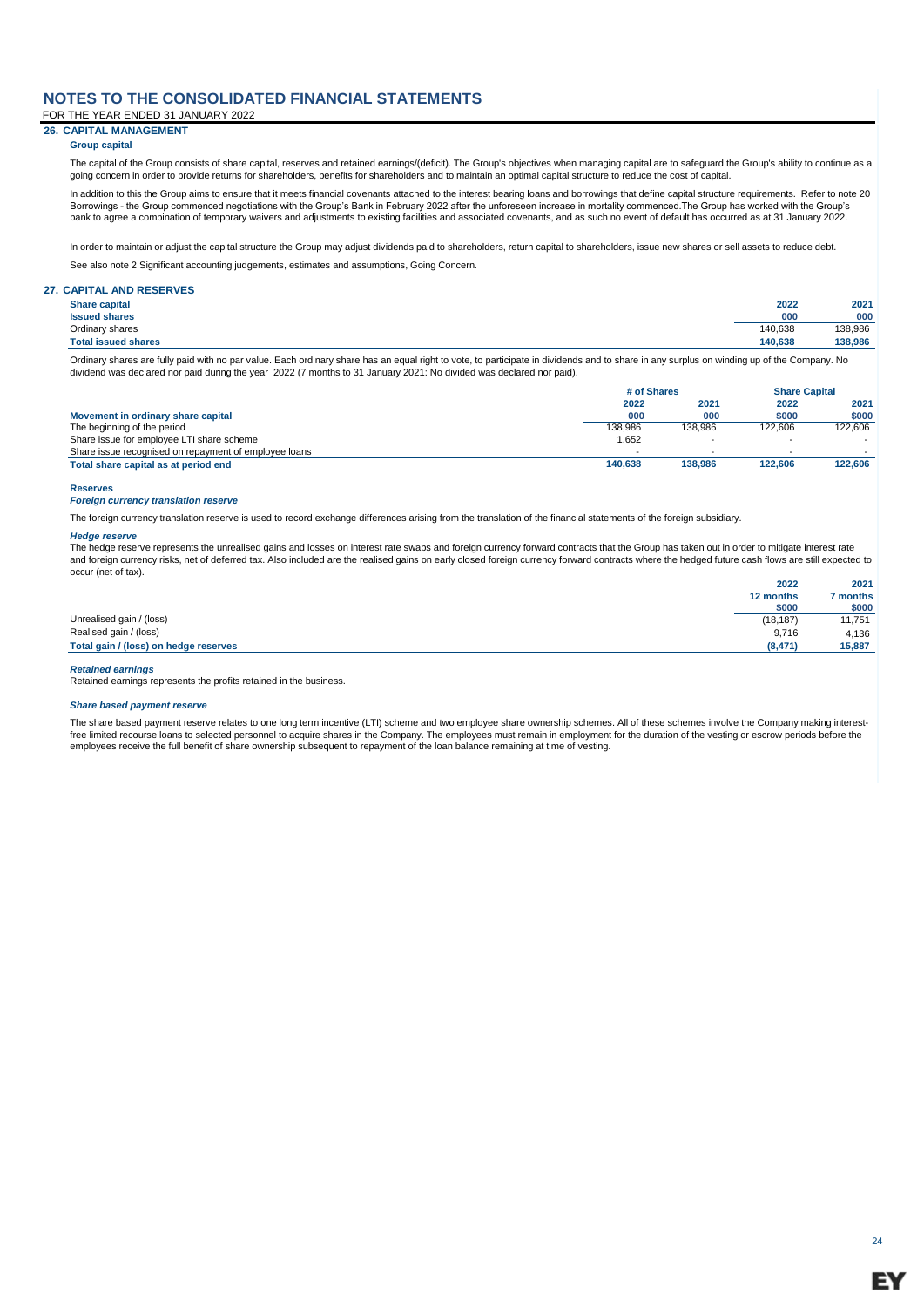# NOTES TO THE CONSOLIDATED FINANCIAL STATEMENTS

FOR THE YEAR ENDED 31 JANUARY 2022

## 26. CAPITAL MANAGEMENT

### Group capital

The capital of the Group consists of share capital, reserves and retained earnings/(deficit). The Group's objectives when managing capital are to safeguard the Group's ability to continue as a going concern in order to provide returns for shareholders, benefits for shareholders and to maintain an optimal capital structure to reduce the cost of capital.

In addition to this the Group aims to ensure that it meets financial covenants attached to the interest bearing loans and borrowings that define capital structure requirements. Refer to note 20 Borrowings - the Group commenced negotiations with the Group's Bank in February 2022 after the unforeseen increase in mortality commenced.The Group has worked with the Group's bank to agree a combination of temporary waivers and adjustments to existing facilities and associated covenants, and as such no event of default has occurred as at 31 January 2022.

In order to maintain or adjust the capital structure the Group may adjust dividends paid to shareholders, return capital to shareholders, issue new shares or sell assets to reduce debt.

See also note 2 Significant accounting judgements, estimates and assumptions, Going Concern.

## 27. CAPITAL AND RESERVES

| **Share capital** | **2022** | **2021** |
|---|---|---|
| **Issued shares** | **000** | **000** |
| Ordinary shares | 140,638 | 138,986 |
| **Total issued shares** | **140,638** | **138,986** |

Ordinary shares are fully paid with no par value. Each ordinary share has an equal right to vote, to participate in dividends and to share in any surplus on winding up of the Company. No dividend was declared nor paid during the year 2022 (7 months to 31 January 2021: No divided was declared nor paid).

| | **# of Shares** | | **Share Capital** | |
|---|---|---|---|---|
| | **2022** | **2021** | **2022** | **2021** |
| **Movement in ordinary share capital** | **000** | **000** | **\$000** | **\$000** |
| The beginning of the period | 138,986 | 138,986 | 122,606 | 122,606 |
| Share issue for employee LTI share scheme | 1,652 | - | - | - |
| Share issue recognised on repayment of employee loans | - | - | - | - |
| **Total share capital as at period end** | **140,638** | **138,986** | **122,606** | **122,606** |

### Reserves

***Foreign currency translation reserve***

The foreign currency translation reserve is used to record exchange differences arising from the translation of the financial statements of the foreign subsidiary.

***Hedge reserve***

The hedge reserve represents the unrealised gains and losses on interest rate swaps and foreign currency forward contracts that the Group has taken out in order to mitigate interest rate and foreign currency risks, net of deferred tax. Also included are the realised gains on early closed foreign currency forward contracts where the hedged future cash flows are still expected to occur (net of tax).

| | **2022** | **2021** |
|---|---|---|
| | **12 months** | **7 months** |
| | **\$000** | **\$000** |
| Unrealised gain / (loss) | (18,187) | 11,751 |
| Realised gain / (loss) | 9,716 | 4,136 |
| **Total gain / (loss) on hedge reserves** | **(8,471)** | **15,887** |

***Retained earnings***

Retained earnings represents the profits retained in the business.

***Share based payment reserve***

The share based payment reserve relates to one long term incentive (LTI) scheme and two employee share ownership schemes. All of these schemes involve the Company making interest-free limited recourse loans to selected personnel to acquire shares in the Company. The employees must remain in employment for the duration of the vesting or escrow periods before the employees receive the full benefit of share ownership subsequent to repayment of the loan balance remaining at time of vesting.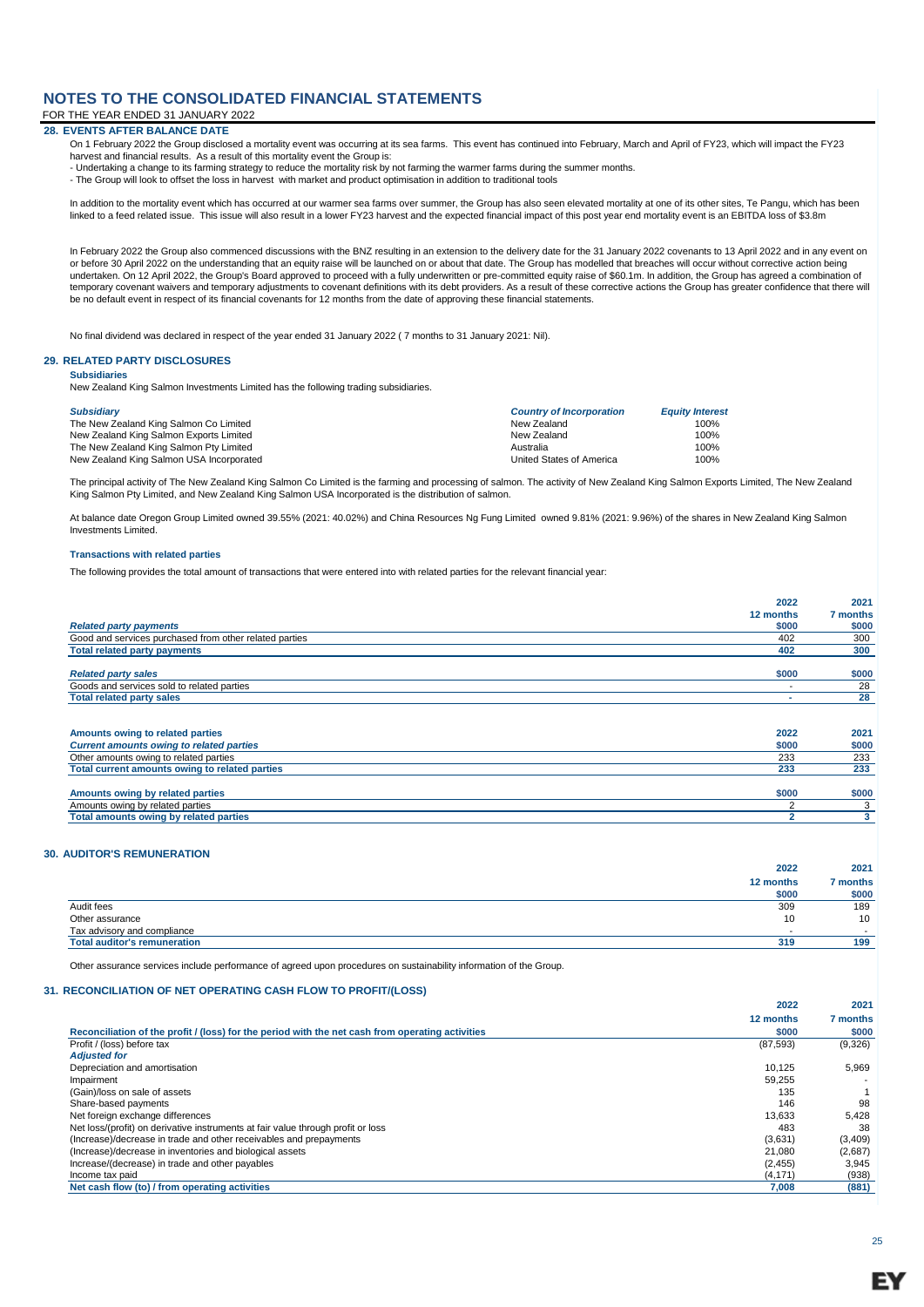# NOTES TO THE CONSOLIDATED FINANCIAL STATEMENTS

FOR THE YEAR ENDED 31 JANUARY 2022

## 28. EVENTS AFTER BALANCE DATE

On 1 February 2022 the Group disclosed a mortality event was occurring at its sea farms. This event has continued into February, March and April of FY23, which will impact the FY23 harvest and financial results. As a result of this mortality event the Group is:
- Undertaking a change to its farming strategy to reduce the mortality risk by not farming the warmer farms during the summer months.
- The Group will look to offset the loss in harvest with market and product optimisation in addition to traditional tools

In addition to the mortality event which has occurred at our warmer sea farms over summer, the Group has also seen elevated mortality at one of its other sites, Te Pangu, which has been linked to a feed related issue. This issue will also result in a lower FY23 harvest and the expected financial impact of this post year end mortality event is an EBITDA loss of $3.8m

In February 2022 the Group also commenced discussions with the BNZ resulting in an extension to the delivery date for the 31 January 2022 covenants to 13 April 2022 and in any event on or before 30 April 2022 on the understanding that an equity raise will be launched on or about that date. The Group has modelled that breaches will occur without corrective action being undertaken. On 12 April 2022, the Group's Board approved to proceed with a fully underwritten or pre-committed equity raise of $60.1m. In addition, the Group has agreed a combination of temporary covenant waivers and temporary adjustments to covenant definitions with its debt providers. As a result of these corrective actions the Group has greater confidence that there will be no default event in respect of its financial covenants for 12 months from the date of approving these financial statements.

No final dividend was declared in respect of the year ended 31 January 2022 ( 7 months to 31 January 2021: Nil).

## 29. RELATED PARTY DISCLOSURES

**Subsidiaries**

New Zealand King Salmon Investments Limited has the following trading subsidiaries.

| *Subsidiary* | *Country of Incorporation* | *Equity Interest* |
|---|---|---|
| The New Zealand King Salmon Co Limited | New Zealand | 100% |
| New Zealand King Salmon Exports Limited | New Zealand | 100% |
| The New Zealand King Salmon Pty Limited | Australia | 100% |
| New Zealand King Salmon USA Incorporated | United States of America | 100% |

The principal activity of The New Zealand King Salmon Co Limited is the farming and processing of salmon. The activity of New Zealand King Salmon Exports Limited, The New Zealand King Salmon Pty Limited, and New Zealand King Salmon USA Incorporated is the distribution of salmon.

At balance date Oregon Group Limited owned 39.55% (2021: 40.02%) and China Resources Ng Fung Limited owned 9.81% (2021: 9.96%) of the shares in New Zealand King Salmon Investments Limited.

**Transactions with related parties**

The following provides the total amount of transactions that were entered into with related parties for the relevant financial year:

| | 2022<br>12 months | 2021<br>7 months |
|---|---|---|
| ***Related party payments*** | **$000** | **$000** |
| Good and services purchased from other related parties | 402 | 300 |
| **Total related party payments** | **402** | **300** |
| | | |
| ***Related party sales*** | **$000** | **$000** |
| Goods and services sold to related parties | - | 28 |
| **Total related party sales** | **-** | **28** |

| **Amounts owing to related parties** | **2022** | **2021** |
|---|---|---|
| ***Current amounts owing to related parties*** | **$000** | **$000** |
| Other amounts owing to related parties | 233 | 233 |
| **Total current amounts owing to related parties** | **233** | **233** |
| | | |
| **Amounts owing by related parties** | **$000** | **$000** |
| Amounts owing by related parties | 2 | 3 |
| **Total amounts owing by related parties** | **2** | **3** |

## 30. AUDITOR'S REMUNERATION

| | 2022<br>12 months<br>$000 | 2021<br>7 months<br>$000 |
|---|---|---|
| Audit fees | 309 | 189 |
| Other assurance | 10 | 10 |
| Tax advisory and compliance | - | - |
| **Total auditor's remuneration** | **319** | **199** |

Other assurance services include performance of agreed upon procedures on sustainability information of the Group.

## 31. RECONCILIATION OF NET OPERATING CASH FLOW TO PROFIT/(LOSS)

| | 2022<br>12 months | 2021<br>7 months |
|---|---|---|
| **Reconciliation of the profit / (loss) for the period with the net cash from operating activities** | **$000** | **$000** |
| Profit / (loss) before tax | (87,593) | (9,326) |
| ***Adjusted for*** | | |
| Depreciation and amortisation | 10,125 | 5,969 |
| Impairment | 59,255 | - |
| (Gain)/loss on sale of assets | 135 | 1 |
| Share-based payments | 146 | 98 |
| Net foreign exchange differences | 13,633 | 5,428 |
| Net loss/(profit) on derivative instruments at fair value through profit or loss | 483 | 38 |
| (Increase)/decrease in trade and other receivables and prepayments | (3,631) | (3,409) |
| (Increase)/decrease in inventories and biological assets | 21,080 | (2,687) |
| Increase/(decrease) in trade and other payables | (2,455) | 3,945 |
| Income tax paid | (4,171) | (938) |
| **Net cash flow (to) / from operating activities** | **7,008** | **(881)** |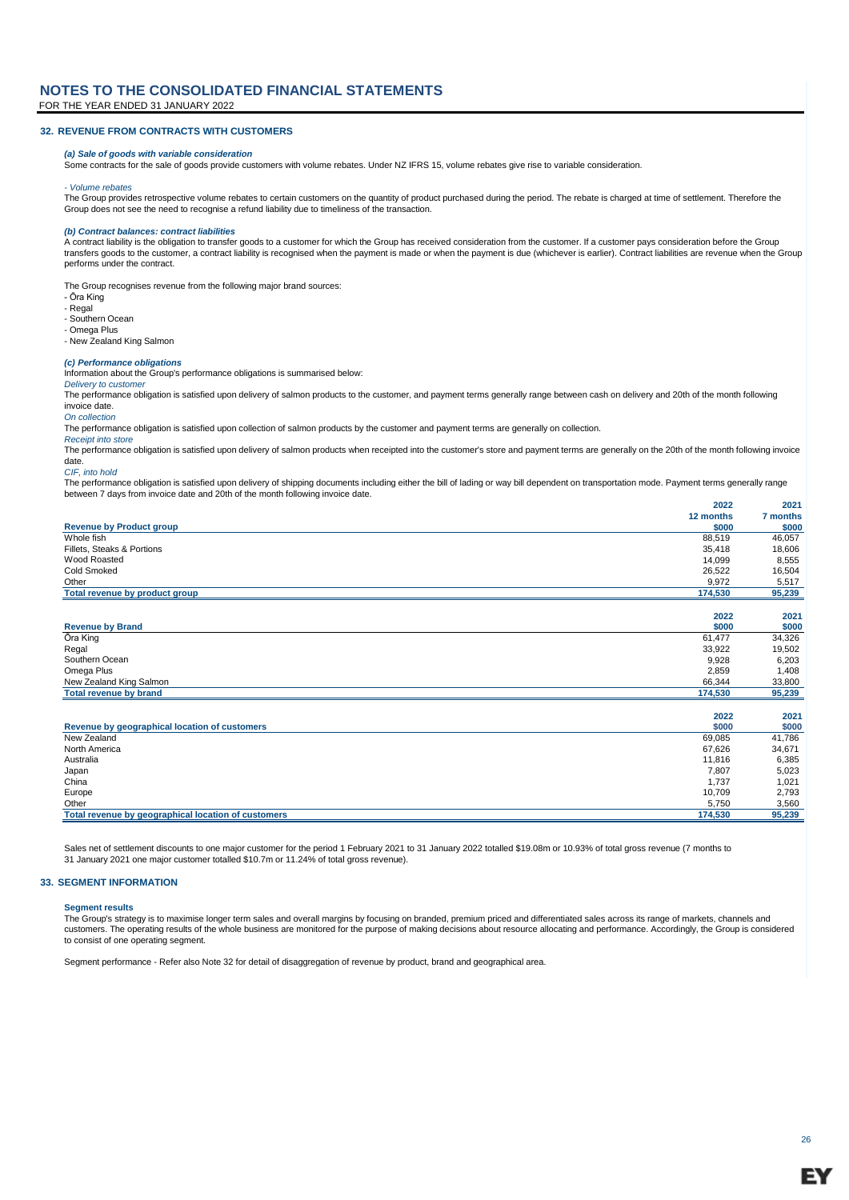# NOTES TO THE CONSOLIDATED FINANCIAL STATEMENTS

FOR THE YEAR ENDED 31 JANUARY 2022

## 32. REVENUE FROM CONTRACTS WITH CUSTOMERS

***(a) Sale of goods with variable consideration***

Some contracts for the sale of goods provide customers with volume rebates. Under NZ IFRS 15, volume rebates give rise to variable consideration.

*- Volume rebates*

The Group provides retrospective volume rebates to certain customers on the quantity of product purchased during the period. The rebate is charged at time of settlement. Therefore the Group does not see the need to recognise a refund liability due to timeliness of the transaction.

***(b) Contract balances: contract liabilities***

A contract liability is the obligation to transfer goods to a customer for which the Group has received consideration from the customer. If a customer pays consideration before the Group transfers goods to the customer, a contract liability is recognised when the payment is made or when the payment is due (whichever is earlier). Contract liabilities are revenue when the Group performs under the contract.

The Group recognises revenue from the following major brand sources:
- Ōra King
- Regal
- Southern Ocean
- Omega Plus
- New Zealand King Salmon

***(c) Performance obligations***

Information about the Group's performance obligations is summarised below:

*Delivery to customer*

The performance obligation is satisfied upon delivery of salmon products to the customer, and payment terms generally range between cash on delivery and 20th of the month following invoice date.

*On collection*

The performance obligation is satisfied upon collection of salmon products by the customer and payment terms are generally on collection.

*Receipt into store*

The performance obligation is satisfied upon delivery of salmon products when receipted into the customer's store and payment terms are generally on the 20th of the month following invoice date.

*CIF, into hold*

The performance obligation is satisfied upon delivery of shipping documents including either the bill of lading or way bill dependent on transportation mode. Payment terms generally range between 7 days from invoice date and 20th of the month following invoice date.

| | 2022 | 2021 |
|---|---|---|
| | 12 months | 7 months |
| **Revenue by Product group** | $000 | $000 |
| Whole fish | 88,519 | 46,057 |
| Fillets, Steaks & Portions | 35,418 | 18,606 |
| Wood Roasted | 14,099 | 8,555 |
| Cold Smoked | 26,522 | 16,504 |
| Other | 9,972 | 5,517 |
| **Total revenue by product group** | **174,530** | **95,239** |

| | 2022 | 2021 |
|---|---|---|
| **Revenue by Brand** | $000 | $000 |
| Ōra King | 61,477 | 34,326 |
| Regal | 33,922 | 19,502 |
| Southern Ocean | 9,928 | 6,203 |
| Omega Plus | 2,859 | 1,408 |
| New Zealand King Salmon | 66,344 | 33,800 |
| **Total revenue by brand** | **174,530** | **95,239** |

| | 2022 | 2021 |
|---|---|---|
| **Revenue by geographical location of customers** | $000 | $000 |
| New Zealand | 69,085 | 41,786 |
| North America | 67,626 | 34,671 |
| Australia | 11,816 | 6,385 |
| Japan | 7,807 | 5,023 |
| China | 1,737 | 1,021 |
| Europe | 10,709 | 2,793 |
| Other | 5,750 | 3,560 |
| **Total revenue by geographical location of customers** | **174,530** | **95,239** |

Sales net of settlement discounts to one major customer for the period 1 February 2021 to 31 January 2022 totalled $19.08m or 10.93% of total gross revenue (7 months to 31 January 2021 one major customer totalled $10.7m or 11.24% of total gross revenue).

## 33. SEGMENT INFORMATION

**Segment results**

The Group's strategy is to maximise longer term sales and overall margins by focusing on branded, premium priced and differentiated sales across its range of markets, channels and customers. The operating results of the whole business are monitored for the purpose of making decisions about resource allocating and performance. Accordingly, the Group is considered to consist of one operating segment.

Segment performance - Refer also Note 32 for detail of disaggregation of revenue by product, brand and geographical area.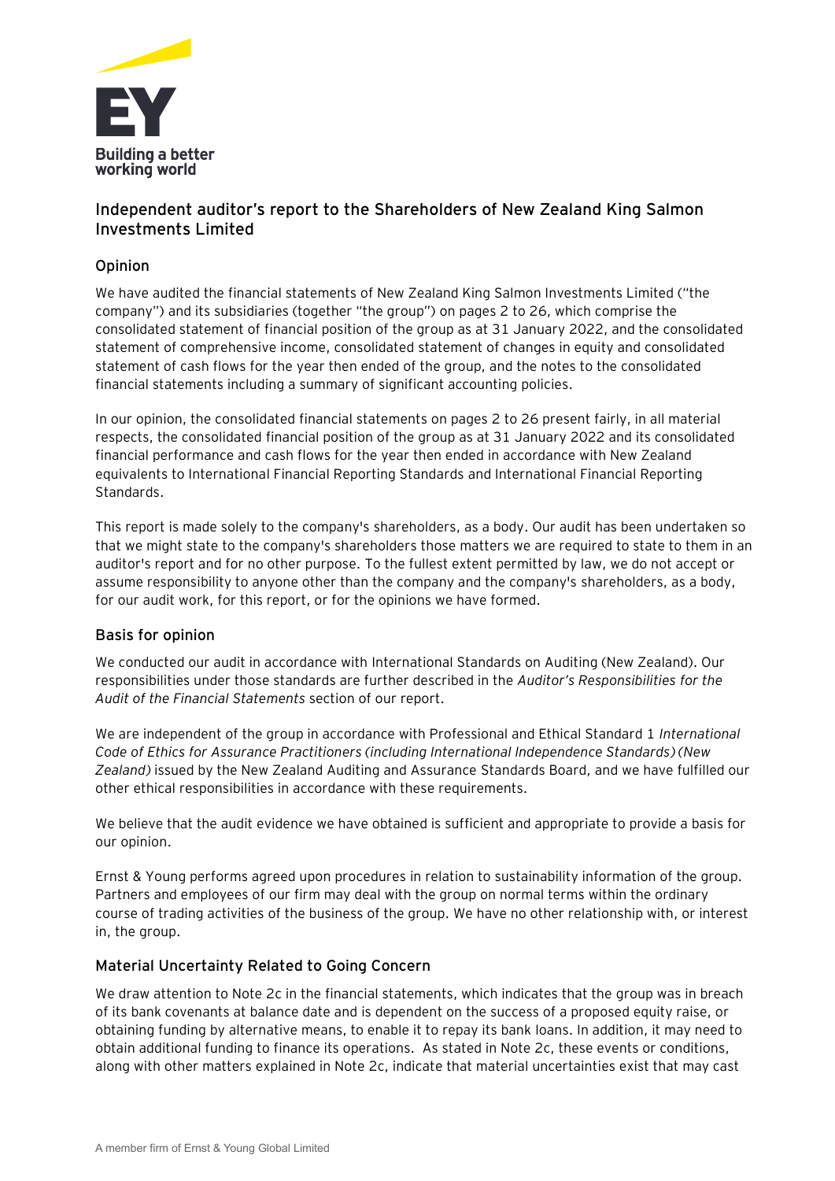## Independent auditor's report to the Shareholders of New Zealand King Salmon Investments Limited

### Opinion

We have audited the financial statements of New Zealand King Salmon Investments Limited ("the company") and its subsidiaries (together "the group") on pages 2 to 26, which comprise the consolidated statement of financial position of the group as at 31 January 2022, and the consolidated statement of comprehensive income, consolidated statement of changes in equity and consolidated statement of cash flows for the year then ended of the group, and the notes to the consolidated financial statements including a summary of significant accounting policies.

In our opinion, the consolidated financial statements on pages 2 to 26 present fairly, in all material respects, the consolidated financial position of the group as at 31 January 2022 and its consolidated financial performance and cash flows for the year then ended in accordance with New Zealand equivalents to International Financial Reporting Standards and International Financial Reporting Standards.

This report is made solely to the company's shareholders, as a body. Our audit has been undertaken so that we might state to the company's shareholders those matters we are required to state to them in an auditor's report and for no other purpose. To the fullest extent permitted by law, we do not accept or assume responsibility to anyone other than the company and the company's shareholders, as a body, for our audit work, for this report, or for the opinions we have formed.

### Basis for opinion

We conducted our audit in accordance with International Standards on Auditing (New Zealand). Our responsibilities under those standards are further described in the *Auditor's Responsibilities for the Audit of the Financial Statements* section of our report.

We are independent of the group in accordance with Professional and Ethical Standard 1 *International Code of Ethics for Assurance Practitioners (including International Independence Standards) (New Zealand)* issued by the New Zealand Auditing and Assurance Standards Board, and we have fulfilled our other ethical responsibilities in accordance with these requirements.

We believe that the audit evidence we have obtained is sufficient and appropriate to provide a basis for our opinion.

Ernst & Young performs agreed upon procedures in relation to sustainability information of the group. Partners and employees of our firm may deal with the group on normal terms within the ordinary course of trading activities of the business of the group. We have no other relationship with, or interest in, the group.

### Material Uncertainty Related to Going Concern

We draw attention to Note 2c in the financial statements, which indicates that the group was in breach of its bank covenants at balance date and is dependent on the success of a proposed equity raise, or obtaining funding by alternative means, to enable it to repay its bank loans. In addition, it may need to obtain additional funding to finance its operations. As stated in Note 2c, these events or conditions, along with other matters explained in Note 2c, indicate that material uncertainties exist that may cast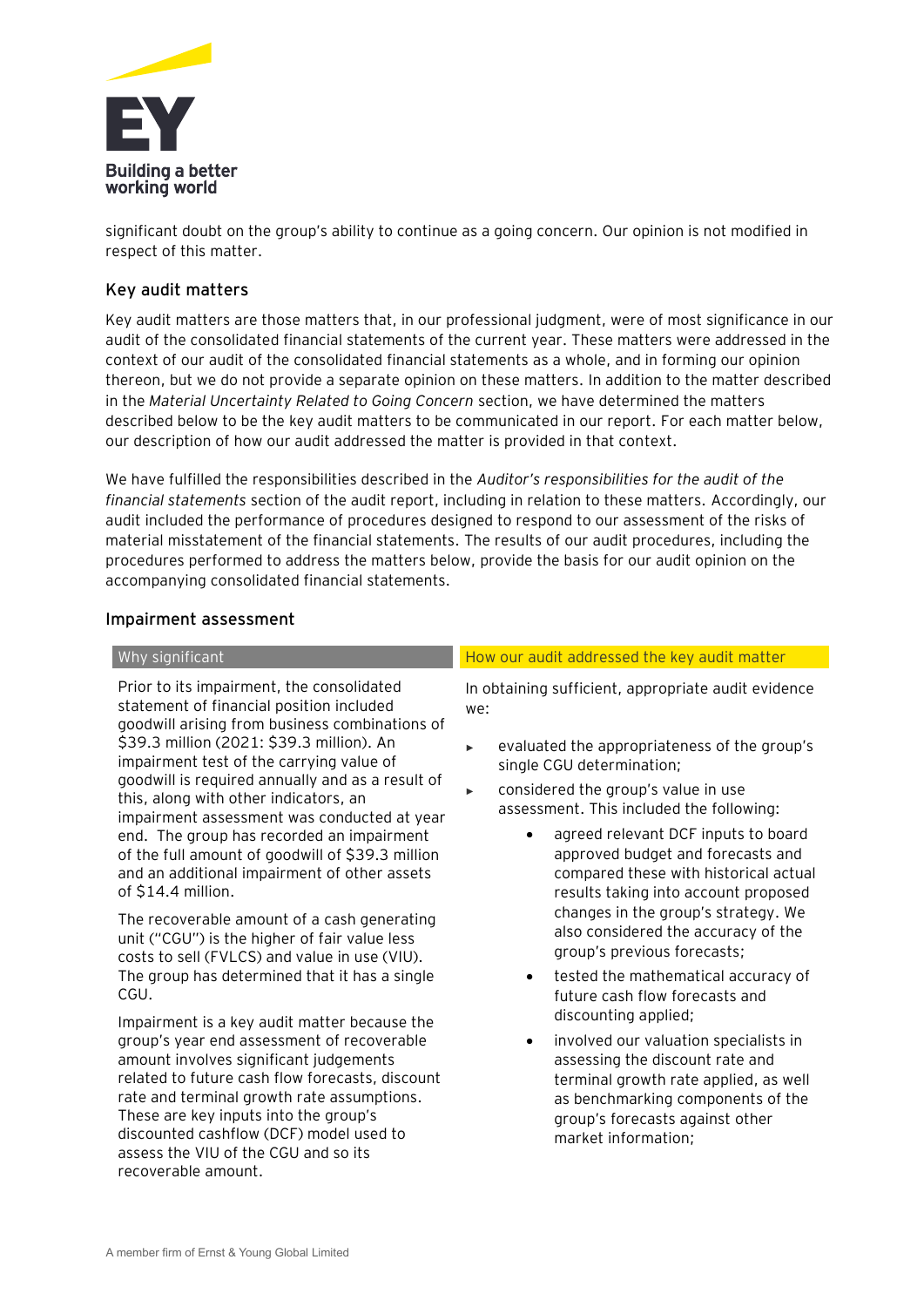significant doubt on the group's ability to continue as a going concern. Our opinion is not modified in respect of this matter.

## Key audit matters

Key audit matters are those matters that, in our professional judgment, were of most significance in our audit of the consolidated financial statements of the current year. These matters were addressed in the context of our audit of the consolidated financial statements as a whole, and in forming our opinion thereon, but we do not provide a separate opinion on these matters. In addition to the matter described in the *Material Uncertainty Related to Going Concern* section, we have determined the matters described below to be the key audit matters to be communicated in our report. For each matter below, our description of how our audit addressed the matter is provided in that context.

We have fulfilled the responsibilities described in the *Auditor's responsibilities for the audit of the financial statements* section of the audit report, including in relation to these matters. Accordingly, our audit included the performance of procedures designed to respond to our assessment of the risks of material misstatement of the financial statements. The results of our audit procedures, including the procedures performed to address the matters below, provide the basis for our audit opinion on the accompanying consolidated financial statements.

### Impairment assessment

| Why significant | How our audit addressed the key audit matter |
| --- | --- |
| Prior to its impairment, the consolidated statement of financial position included goodwill arising from business combinations of $39.3 million (2021: $39.3 million). An impairment test of the carrying value of goodwill is required annually and as a result of this, along with other indicators, an impairment assessment was conducted at year end. The group has recorded an impairment of the full amount of goodwill of $39.3 million and an additional impairment of other assets of $14.4 million.<br><br>The recoverable amount of a cash generating unit ("CGU") is the higher of fair value less costs to sell (FVLCS) and value in use (VIU). The group has determined that it has a single CGU.<br><br>Impairment is a key audit matter because the group's year end assessment of recoverable amount involves significant judgements related to future cash flow forecasts, discount rate and terminal growth rate assumptions. These are key inputs into the group's discounted cashflow (DCF) model used to assess the VIU of the CGU and so its recoverable amount. | In obtaining sufficient, appropriate audit evidence we:<br><br>▸ evaluated the appropriateness of the group's single CGU determination;<br>▸ considered the group's value in use assessment. This included the following:<br>• agreed relevant DCF inputs to board approved budget and forecasts and compared these with historical actual results taking into account proposed changes in the group's strategy. We also considered the accuracy of the group's previous forecasts;<br>• tested the mathematical accuracy of future cash flow forecasts and discounting applied;<br>• involved our valuation specialists in assessing the discount rate and terminal growth rate applied, as well as benchmarking components of the group's forecasts against other market information; |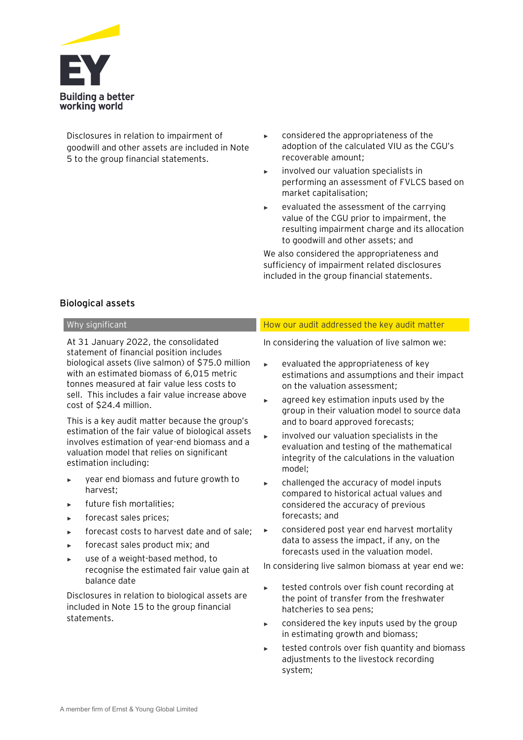Disclosures in relation to impairment of goodwill and other assets are included in Note 5 to the group financial statements.

- considered the appropriateness of the adoption of the calculated VIU as the CGU's recoverable amount;
- involved our valuation specialists in performing an assessment of FVLCS based on market capitalisation;
- evaluated the assessment of the carrying value of the CGU prior to impairment, the resulting impairment charge and its allocation to goodwill and other assets; and

We also considered the appropriateness and sufficiency of impairment related disclosures included in the group financial statements.

### Biological assets

| Why significant | How our audit addressed the key audit matter |
|---|---|
| At 31 January 2022, the consolidated statement of financial position includes biological assets (live salmon) of $75.0 million with an estimated biomass of 6,015 metric tonnes measured at fair value less costs to sell. This includes a fair value increase above cost of $24.4 million.<br><br>This is a key audit matter because the group's estimation of the fair value of biological assets involves estimation of year-end biomass and a valuation model that relies on significant estimation including:<br><br>► year end biomass and future growth to harvest;<br>► future fish mortalities;<br>► forecast sales prices;<br>► forecast costs to harvest date and of sale;<br>► forecast sales product mix; and<br>► use of a weight-based method, to recognise the estimated fair value gain at balance date<br><br>Disclosures in relation to biological assets are included in Note 15 to the group financial statements. | In considering the valuation of live salmon we:<br><br>► evaluated the appropriateness of key estimations and assumptions and their impact on the valuation assessment;<br>► agreed key estimation inputs used by the group in their valuation model to source data and to board approved forecasts;<br>► involved our valuation specialists in the evaluation and testing of the mathematical integrity of the calculations in the valuation model;<br>► challenged the accuracy of model inputs compared to historical actual values and considered the accuracy of previous forecasts; and<br>► considered post year end harvest mortality data to assess the impact, if any, on the forecasts used in the valuation model.<br><br>In considering live salmon biomass at year end we:<br><br>► tested controls over fish count recording at the point of transfer from the freshwater hatcheries to sea pens;<br>► considered the key inputs used by the group in estimating growth and biomass;<br>► tested controls over fish quantity and biomass adjustments to the livestock recording system; |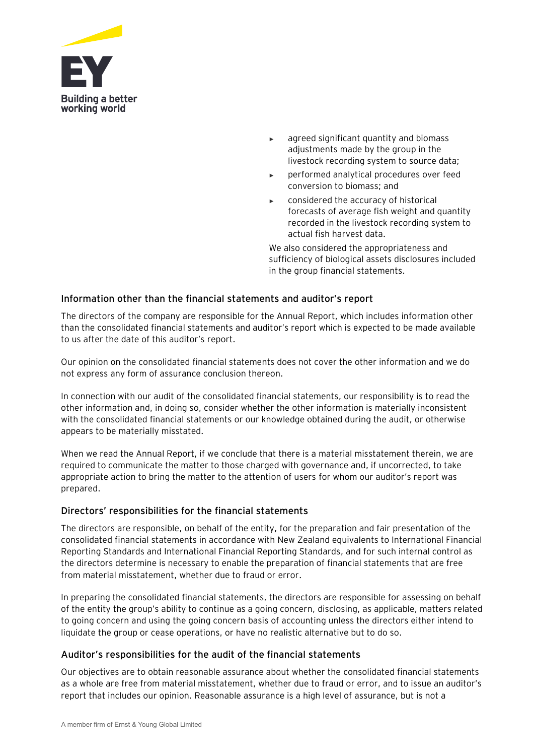- agreed significant quantity and biomass adjustments made by the group in the livestock recording system to source data;
- performed analytical procedures over feed conversion to biomass; and
- considered the accuracy of historical forecasts of average fish weight and quantity recorded in the livestock recording system to actual fish harvest data.

We also considered the appropriateness and sufficiency of biological assets disclosures included in the group financial statements.

### Information other than the financial statements and auditor's report

The directors of the company are responsible for the Annual Report, which includes information other than the consolidated financial statements and auditor's report which is expected to be made available to us after the date of this auditor's report.

Our opinion on the consolidated financial statements does not cover the other information and we do not express any form of assurance conclusion thereon.

In connection with our audit of the consolidated financial statements, our responsibility is to read the other information and, in doing so, consider whether the other information is materially inconsistent with the consolidated financial statements or our knowledge obtained during the audit, or otherwise appears to be materially misstated.

When we read the Annual Report, if we conclude that there is a material misstatement therein, we are required to communicate the matter to those charged with governance and, if uncorrected, to take appropriate action to bring the matter to the attention of users for whom our auditor's report was prepared.

### Directors' responsibilities for the financial statements

The directors are responsible, on behalf of the entity, for the preparation and fair presentation of the consolidated financial statements in accordance with New Zealand equivalents to International Financial Reporting Standards and International Financial Reporting Standards, and for such internal control as the directors determine is necessary to enable the preparation of financial statements that are free from material misstatement, whether due to fraud or error.

In preparing the consolidated financial statements, the directors are responsible for assessing on behalf of the entity the group's ability to continue as a going concern, disclosing, as applicable, matters related to going concern and using the going concern basis of accounting unless the directors either intend to liquidate the group or cease operations, or have no realistic alternative but to do so.

### Auditor's responsibilities for the audit of the financial statements

Our objectives are to obtain reasonable assurance about whether the consolidated financial statements as a whole are free from material misstatement, whether due to fraud or error, and to issue an auditor's report that includes our opinion. Reasonable assurance is a high level of assurance, but is not a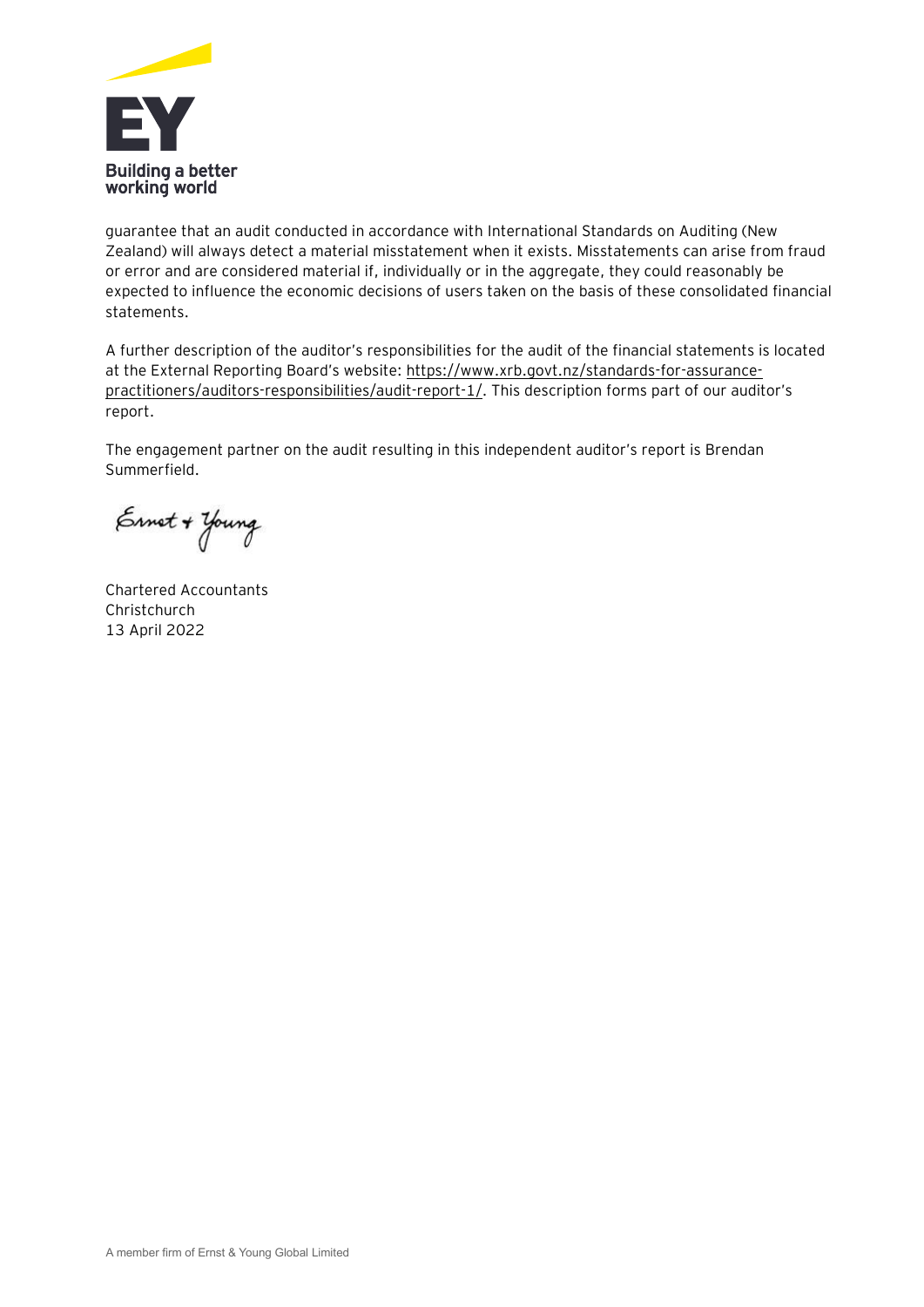guarantee that an audit conducted in accordance with International Standards on Auditing (New Zealand) will always detect a material misstatement when it exists. Misstatements can arise from fraud or error and are considered material if, individually or in the aggregate, they could reasonably be expected to influence the economic decisions of users taken on the basis of these consolidated financial statements.

A further description of the auditor's responsibilities for the audit of the financial statements is located at the External Reporting Board's website: https://www.xrb.govt.nz/standards-for-assurance-practitioners/auditors-responsibilities/audit-report-1/. This description forms part of our auditor's report.

The engagement partner on the audit resulting in this independent auditor's report is Brendan Summerfield.

Ernst + Young

Chartered Accountants
Christchurch
13 April 2022